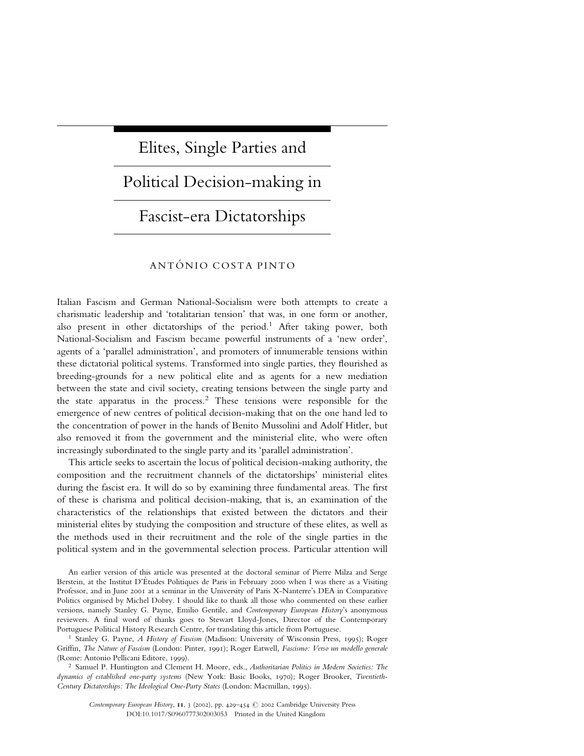# Elites, Single Parties and Political Decision-making in Fascist-era Dictatorships

ANTÓNIO COSTA PINTO

Italian Fascism and German National-Socialism were both attempts to create a charismatic leadership and 'totalitarian tension' that was, in one form or another, also present in other dictatorships of the period.[1] After taking power, both National-Socialism and Fascism became powerful instruments of a 'new order', agents of a 'parallel administration', and promoters of innumerable tensions within these dictatorial political systems. Transformed into single parties, they flourished as breeding-grounds for a new political elite and as agents for a new mediation between the state and civil society, creating tensions between the single party and the state apparatus in the process.[2] These tensions were responsible for the emergence of new centres of political decision-making that on the one hand led to the concentration of power in the hands of Benito Mussolini and Adolf Hitler, but also removed it from the government and the ministerial elite, who were often increasingly subordinated to the single party and its 'parallel administration'.

This article seeks to ascertain the locus of political decision-making authority, the composition and the recruitment channels of the dictatorships' ministerial elites during the fascist era. It will do so by examining three fundamental areas. The first of these is charisma and political decision-making, that is, an examination of the characteristics of the relationships that existed between the dictators and their ministerial elites by studying the composition and structure of these elites, as well as the methods used in their recruitment and the role of the single parties in the political system and in the governmental selection process. Particular attention will

An earlier version of this article was presented at the doctoral seminar of Pierre Milza and Serge Berstein, at the Institut D'Études Politiques de Paris in February 2000 when I was there as a Visiting Professor, and in June 2001 at a seminar in the University of Paris X-Nanterre's DEA in Comparative Politics organised by Michel Dobry. I should like to thank all those who commented on these earlier versions, namely Stanley G. Payne, Emilio Gentile, and *Contemporary European History*'s anonymous reviewers. A final word of thanks goes to Stewart Lloyd-Jones, Director of the Contemporary Portuguese Political History Research Centre, for translating this article from Portuguese.

[1] Stanley G. Payne, *A History of Fascism* (Madison: University of Wisconsin Press, 1995); Roger Griffin, *The Nature of Fascism* (London: Pinter, 1991); Roger Eatwell, *Fascismo: Verso un modello generale* (Rome: Antonio Pellicani Editore, 1999).

[2] Samuel P. Huntington and Clement H. Moore, eds., *Authoritarian Politics in Modern Societies: The dynamics of established one-party systems* (New York: Basic Books, 1970); Roger Brooker, *Twentieth-Century Dictatorships: The Ideological One-Party States* (London: Macmillan, 1995).

*Contemporary European History*, 11, 3 (2002), pp. 429–454 © 2002 Cambridge University Press
DOI:10.1017/S0960777302003053 Printed in the United Kingdom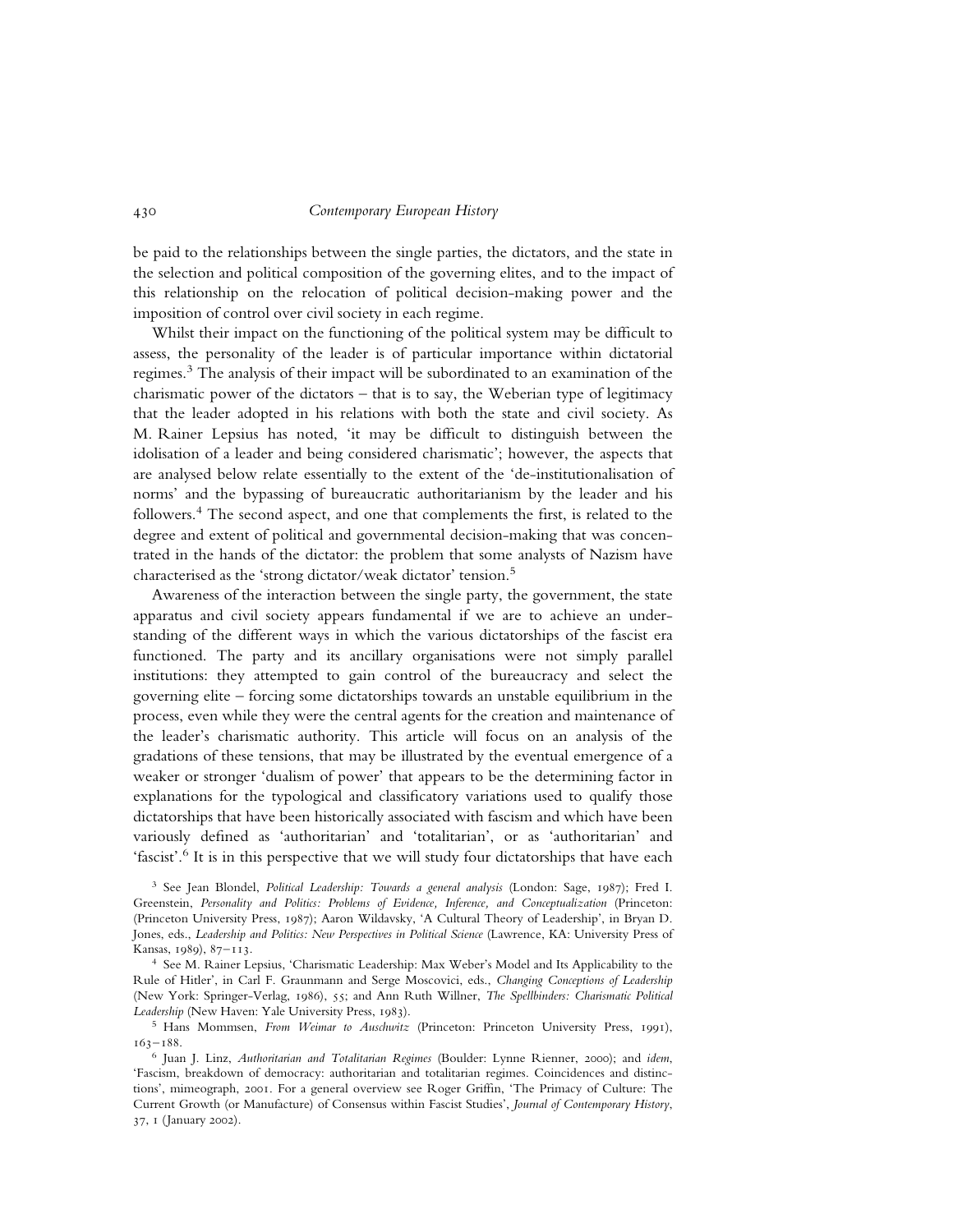be paid to the relationships between the single parties, the dictators, and the state in the selection and political composition of the governing elites, and to the impact of this relationship on the relocation of political decision-making power and the imposition of control over civil society in each regime.

Whilst their impact on the functioning of the political system may be difficult to assess, the personality of the leader is of particular importance within dictatorial regimes.[3] The analysis of their impact will be subordinated to an examination of the charismatic power of the dictators – that is to say, the Weberian type of legitimacy that the leader adopted in his relations with both the state and civil society. As M. Rainer Lepsius has noted, 'it may be difficult to distinguish between the idolisation of a leader and being considered charismatic'; however, the aspects that are analysed below relate essentially to the extent of the 'de-institutionalisation of norms' and the bypassing of bureaucratic authoritarianism by the leader and his followers.[4] The second aspect, and one that complements the first, is related to the degree and extent of political and governmental decision-making that was concentrated in the hands of the dictator: the problem that some analysts of Nazism have characterised as the 'strong dictator/weak dictator' tension.[5]

Awareness of the interaction between the single party, the government, the state apparatus and civil society appears fundamental if we are to achieve an understanding of the different ways in which the various dictatorships of the fascist era functioned. The party and its ancillary organisations were not simply parallel institutions: they attempted to gain control of the bureaucracy and select the governing elite – forcing some dictatorships towards an unstable equilibrium in the process, even while they were the central agents for the creation and maintenance of the leader's charismatic authority. This article will focus on an analysis of the gradations of these tensions, that may be illustrated by the eventual emergence of a weaker or stronger 'dualism of power' that appears to be the determining factor in explanations for the typological and classificatory variations used to qualify those dictatorships that have been historically associated with fascism and which have been variously defined as 'authoritarian' and 'totalitarian', or as 'authoritarian' and 'fascist'.[6] It is in this perspective that we will study four dictatorships that have each

[3] See Jean Blondel, *Political Leadership: Towards a general analysis* (London: Sage, 1987); Fred I. Greenstein, *Personality and Politics: Problems of Evidence, Inference, and Conceptualization* (Princeton: (Princeton University Press, 1987); Aaron Wildavsky, 'A Cultural Theory of Leadership', in Bryan D. Jones, eds., *Leadership and Politics: New Perspectives in Political Science* (Lawrence, KA: University Press of Kansas, 1989), 87–113.

[4] See M. Rainer Lepsius, 'Charismatic Leadership: Max Weber's Model and Its Applicability to the Rule of Hitler', in Carl F. Graunmann and Serge Moscovici, eds., *Changing Conceptions of Leadership* (New York: Springer-Verlag, 1986), 55; and Ann Ruth Willner, *The Spellbinders: Charismatic Political Leadership* (New Haven: Yale University Press, 1983).

[5] Hans Mommsen, *From Weimar to Auschwitz* (Princeton: Princeton University Press, 1991), 163–188.

[6] Juan J. Linz, *Authoritarian and Totalitarian Regimes* (Boulder: Lynne Rienner, 2000); and *idem*, 'Fascism, breakdown of democracy: authoritarian and totalitarian regimes. Coincidences and distinctions', mimeograph, 2001. For a general overview see Roger Griffin, 'The Primacy of Culture: The Current Growth (or Manufacture) of Consensus within Fascist Studies', *Journal of Contemporary History*, 37, 1 (January 2002).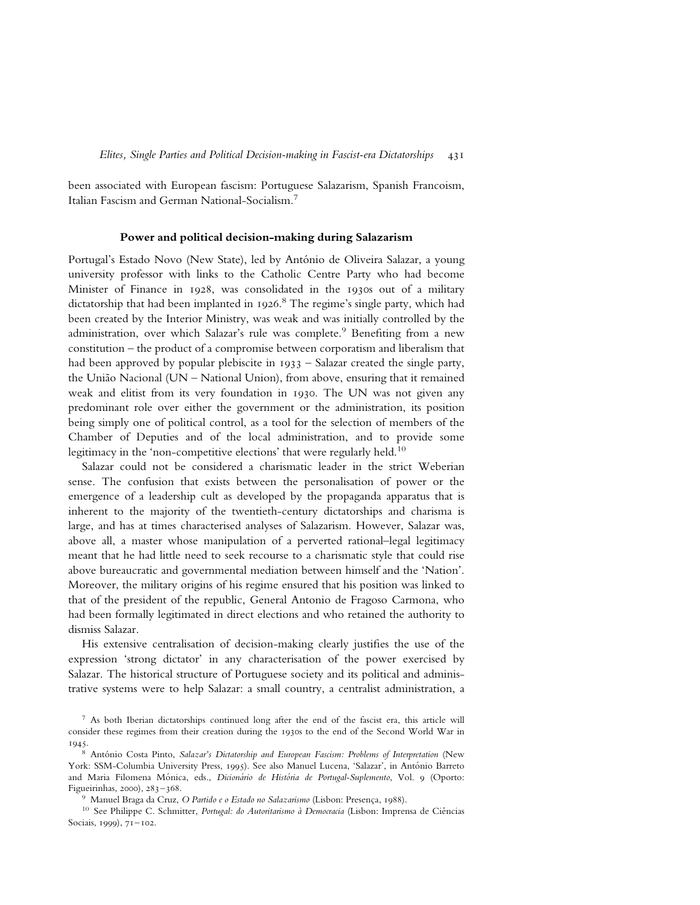been associated with European fascism: Portuguese Salazarism, Spanish Francoism, Italian Fascism and German National-Socialism.[7]

### Power and political decision-making during Salazarism

Portugal's Estado Novo (New State), led by António de Oliveira Salazar, a young university professor with links to the Catholic Centre Party who had become Minister of Finance in 1928, was consolidated in the 1930s out of a military dictatorship that had been implanted in 1926.[8] The regime's single party, which had been created by the Interior Ministry, was weak and was initially controlled by the administration, over which Salazar's rule was complete.[9] Benefiting from a new constitution – the product of a compromise between corporatism and liberalism that had been approved by popular plebiscite in 1933 – Salazar created the single party, the União Nacional (UN – National Union), from above, ensuring that it remained weak and elitist from its very foundation in 1930. The UN was not given any predominant role over either the government or the administration, its position being simply one of political control, as a tool for the selection of members of the Chamber of Deputies and of the local administration, and to provide some legitimacy in the 'non-competitive elections' that were regularly held.[10]

Salazar could not be considered a charismatic leader in the strict Weberian sense. The confusion that exists between the personalisation of power or the emergence of a leadership cult as developed by the propaganda apparatus that is inherent to the majority of the twentieth-century dictatorships and charisma is large, and has at times characterised analyses of Salazarism. However, Salazar was, above all, a master whose manipulation of a perverted rational–legal legitimacy meant that he had little need to seek recourse to a charismatic style that could rise above bureaucratic and governmental mediation between himself and the 'Nation'. Moreover, the military origins of his regime ensured that his position was linked to that of the president of the republic, General Antonio de Fragoso Carmona, who had been formally legitimated in direct elections and who retained the authority to dismiss Salazar.

His extensive centralisation of decision-making clearly justifies the use of the expression 'strong dictator' in any characterisation of the power exercised by Salazar. The historical structure of Portuguese society and its political and administrative systems were to help Salazar: a small country, a centralist administration, a

[7] As both Iberian dictatorships continued long after the end of the fascist era, this article will consider these regimes from their creation during the 1930s to the end of the Second World War in 1945.

[8] António Costa Pinto, *Salazar's Dictatorship and European Fascism: Problems of Interpretation* (New York: SSM-Columbia University Press, 1995). See also Manuel Lucena, 'Salazar', in António Barreto and Maria Filomena Mónica, eds., *Dicionário de História de Portugal-Suplemento*, Vol. 9 (Oporto: Figueirinhas, 2000), 283–368.

[9] Manuel Braga da Cruz, *O Partido e o Estado no Salazarismo* (Lisbon: Presença, 1988).

[10] See Philippe C. Schmitter, *Portugal: do Autoritarismo à Democracia* (Lisbon: Imprensa de Ciências Sociais, 1999), 71–102.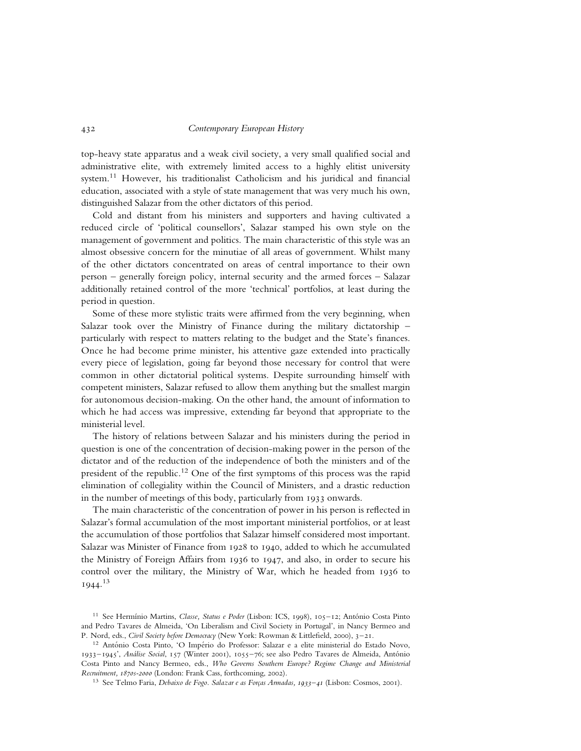top-heavy state apparatus and a weak civil society, a very small qualified social and administrative elite, with extremely limited access to a highly elitist university system.[11] However, his traditionalist Catholicism and his juridical and financial education, associated with a style of state management that was very much his own, distinguished Salazar from the other dictators of this period.

Cold and distant from his ministers and supporters and having cultivated a reduced circle of 'political counsellors', Salazar stamped his own style on the management of government and politics. The main characteristic of this style was an almost obsessive concern for the minutiae of all areas of government. Whilst many of the other dictators concentrated on areas of central importance to their own person – generally foreign policy, internal security and the armed forces – Salazar additionally retained control of the more 'technical' portfolios, at least during the period in question.

Some of these more stylistic traits were affirmed from the very beginning, when Salazar took over the Ministry of Finance during the military dictatorship – particularly with respect to matters relating to the budget and the State's finances. Once he had become prime minister, his attentive gaze extended into practically every piece of legislation, going far beyond those necessary for control that were common in other dictatorial political systems. Despite surrounding himself with competent ministers, Salazar refused to allow them anything but the smallest margin for autonomous decision-making. On the other hand, the amount of information to which he had access was impressive, extending far beyond that appropriate to the ministerial level.

The history of relations between Salazar and his ministers during the period in question is one of the concentration of decision-making power in the person of the dictator and of the reduction of the independence of both the ministers and of the president of the republic.[12] One of the first symptoms of this process was the rapid elimination of collegiality within the Council of Ministers, and a drastic reduction in the number of meetings of this body, particularly from 1933 onwards.

The main characteristic of the concentration of power in his person is reflected in Salazar's formal accumulation of the most important ministerial portfolios, or at least the accumulation of those portfolios that Salazar himself considered most important. Salazar was Minister of Finance from 1928 to 1940, added to which he accumulated the Ministry of Foreign Affairs from 1936 to 1947, and also, in order to secure his control over the military, the Ministry of War, which he headed from 1936 to 1944.[13]

[11] See Hermínio Martins, *Classe, Status e Poder* (Lisbon: ICS, 1998), 105–12; António Costa Pinto and Pedro Tavares de Almeida, 'On Liberalism and Civil Society in Portugal', in Nancy Bermeo and P. Nord, eds., *Civil Society before Democracy* (New York: Rowman & Littlefield, 2000), 3–21.

[12] António Costa Pinto, 'O Império do Professor: Salazar e a elite ministerial do Estado Novo, 1933–1945', *Análise Social*, 157 (Winter 2001), 1055–76; see also Pedro Tavares de Almeida, António Costa Pinto and Nancy Bermeo, eds., *Who Governs Southern Europe? Regime Change and Ministerial Recruitment, 1870s-2000* (London: Frank Cass, forthcoming, 2002).

[13] See Telmo Faria, *Debaixo de Fogo. Salazar e as Forças Armadas, 1933–41* (Lisbon: Cosmos, 2001).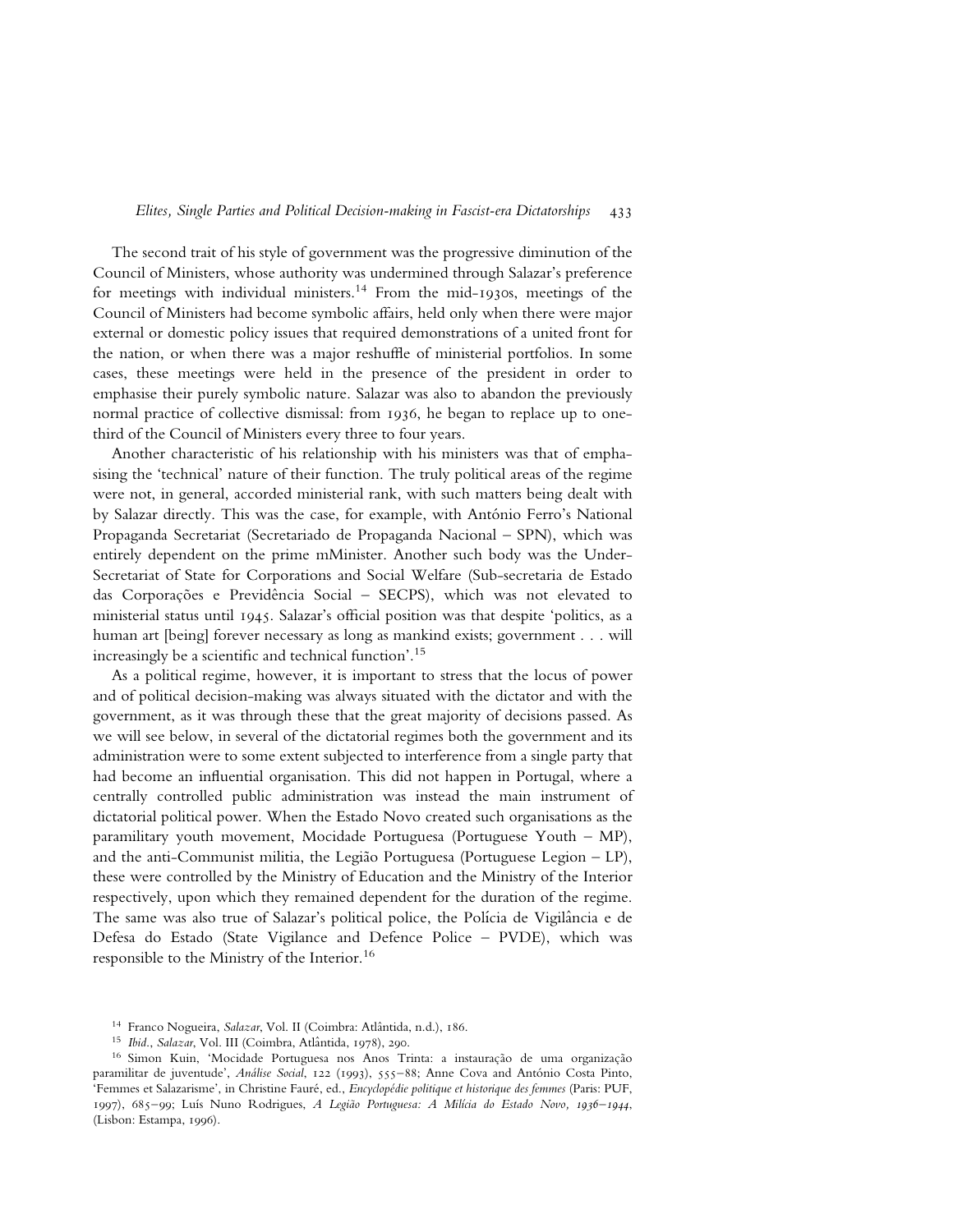The second trait of his style of government was the progressive diminution of the Council of Ministers, whose authority was undermined through Salazar's preference for meetings with individual ministers.[14] From the mid-1930s, meetings of the Council of Ministers had become symbolic affairs, held only when there were major external or domestic policy issues that required demonstrations of a united front for the nation, or when there was a major reshuffle of ministerial portfolios. In some cases, these meetings were held in the presence of the president in order to emphasise their purely symbolic nature. Salazar was also to abandon the previously normal practice of collective dismissal: from 1936, he began to replace up to one-third of the Council of Ministers every three to four years.

Another characteristic of his relationship with his ministers was that of emphasising the 'technical' nature of their function. The truly political areas of the regime were not, in general, accorded ministerial rank, with such matters being dealt with by Salazar directly. This was the case, for example, with António Ferro's National Propaganda Secretariat (Secretariado de Propaganda Nacional – SPN), which was entirely dependent on the prime mMinister. Another such body was the Under-Secretariat of State for Corporations and Social Welfare (Sub-secretaria de Estado das Corporações e Previdência Social – SECPS), which was not elevated to ministerial status until 1945. Salazar's official position was that despite 'politics, as a human art [being] forever necessary as long as mankind exists; government . . . will increasingly be a scientific and technical function'.[15]

As a political regime, however, it is important to stress that the locus of power and of political decision-making was always situated with the dictator and with the government, as it was through these that the great majority of decisions passed. As we will see below, in several of the dictatorial regimes both the government and its administration were to some extent subjected to interference from a single party that had become an influential organisation. This did not happen in Portugal, where a centrally controlled public administration was instead the main instrument of dictatorial political power. When the Estado Novo created such organisations as the paramilitary youth movement, Mocidade Portuguesa (Portuguese Youth – MP), and the anti-Communist militia, the Legião Portuguesa (Portuguese Legion – LP), these were controlled by the Ministry of Education and the Ministry of the Interior respectively, upon which they remained dependent for the duration of the regime. The same was also true of Salazar's political police, the Polícia de Vigilância e de Defesa do Estado (State Vigilance and Defence Police – PVDE), which was responsible to the Ministry of the Interior.[16]

[14] Franco Nogueira, *Salazar*, Vol. II (Coimbra: Atlântida, n.d.), 186.

[15] *Ibid.*, *Salazar*, Vol. III (Coimbra, Atlântida, 1978), 290.

[16] Simon Kuin, 'Mocidade Portuguesa nos Anos Trinta: a instauração de uma organização paramilitar de juventude', *Análise Social*, 122 (1993), 555–88; Anne Cova and António Costa Pinto, 'Femmes et Salazarisme', in Christine Fauré, ed., *Encyclopédie politique et historique des femmes* (Paris: PUF, 1997), 685–99; Luís Nuno Rodrigues, *A Legião Portuguesa: A Milícia do Estado Novo, 1936–1944*, (Lisbon: Estampa, 1996).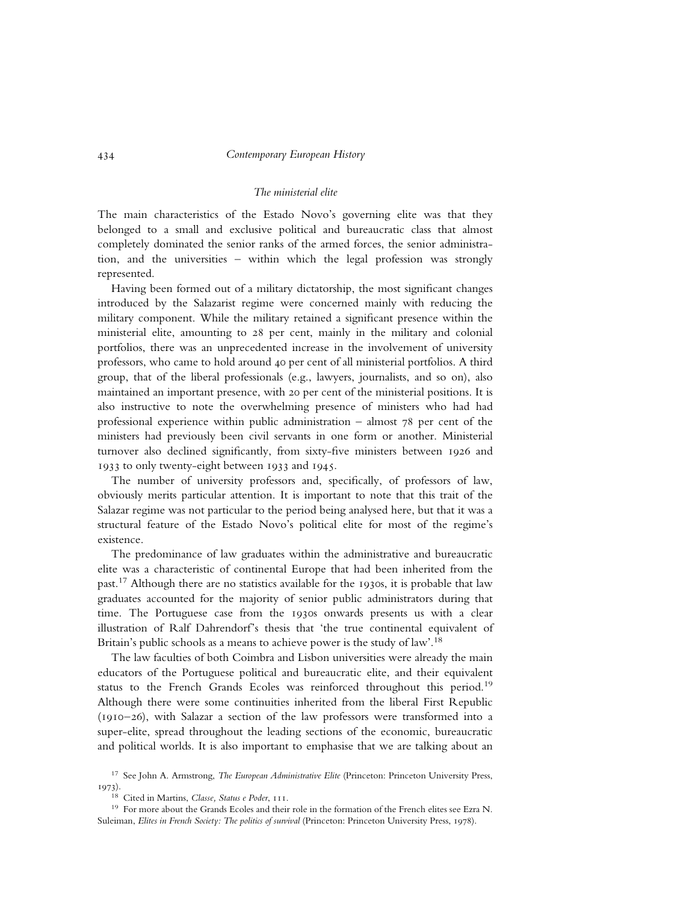### *The ministerial elite*

The main characteristics of the Estado Novo's governing elite was that they belonged to a small and exclusive political and bureaucratic class that almost completely dominated the senior ranks of the armed forces, the senior administration, and the universities – within which the legal profession was strongly represented.

Having been formed out of a military dictatorship, the most significant changes introduced by the Salazarist regime were concerned mainly with reducing the military component. While the military retained a significant presence within the ministerial elite, amounting to 28 per cent, mainly in the military and colonial portfolios, there was an unprecedented increase in the involvement of university professors, who came to hold around 40 per cent of all ministerial portfolios. A third group, that of the liberal professionals (e.g., lawyers, journalists, and so on), also maintained an important presence, with 20 per cent of the ministerial positions. It is also instructive to note the overwhelming presence of ministers who had had professional experience within public administration – almost 78 per cent of the ministers had previously been civil servants in one form or another. Ministerial turnover also declined significantly, from sixty-five ministers between 1926 and 1933 to only twenty-eight between 1933 and 1945.

The number of university professors and, specifically, of professors of law, obviously merits particular attention. It is important to note that this trait of the Salazar regime was not particular to the period being analysed here, but that it was a structural feature of the Estado Novo's political elite for most of the regime's existence.

The predominance of law graduates within the administrative and bureaucratic elite was a characteristic of continental Europe that had been inherited from the past.[17] Although there are no statistics available for the 1930s, it is probable that law graduates accounted for the majority of senior public administrators during that time. The Portuguese case from the 1930s onwards presents us with a clear illustration of Ralf Dahrendorf's thesis that 'the true continental equivalent of Britain's public schools as a means to achieve power is the study of law'.[18]

The law faculties of both Coimbra and Lisbon universities were already the main educators of the Portuguese political and bureaucratic elite, and their equivalent status to the French Grands Ecoles was reinforced throughout this period.[19] Although there were some continuities inherited from the liberal First Republic (1910–26), with Salazar a section of the law professors were transformed into a super-elite, spread throughout the leading sections of the economic, bureaucratic and political worlds. It is also important to emphasise that we are talking about an

---

[17] See John A. Armstrong, *The European Administrative Elite* (Princeton: Princeton University Press, 1973).

[18] Cited in Martins, *Classe, Status e Poder*, 111.

[19] For more about the Grands Ecoles and their role in the formation of the French elites see Ezra N. Suleiman, *Elites in French Society: The politics of survival* (Princeton: Princeton University Press, 1978).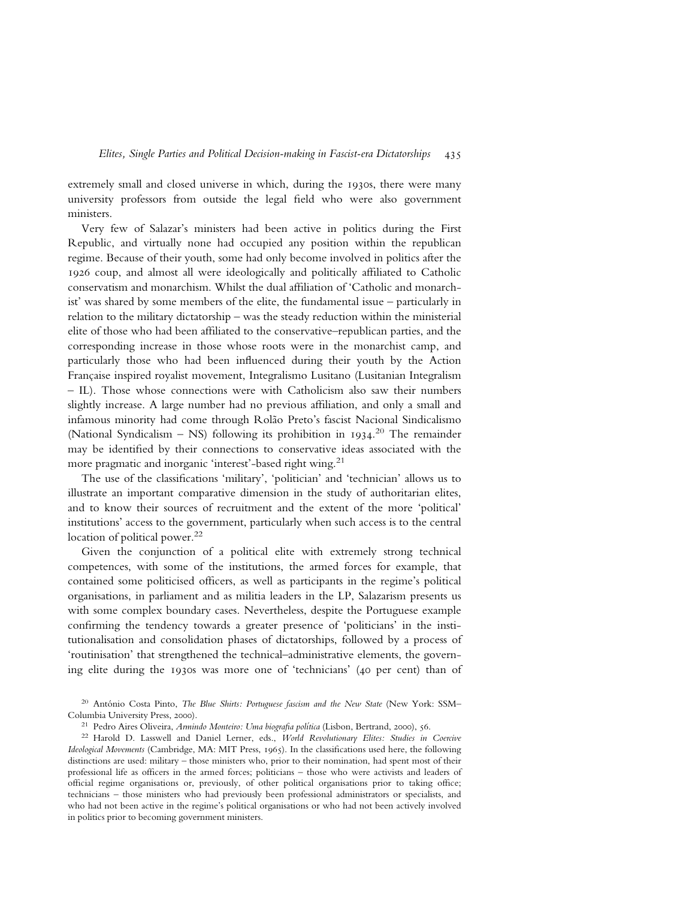extremely small and closed universe in which, during the 1930s, there were many university professors from outside the legal field who were also government ministers.

Very few of Salazar's ministers had been active in politics during the First Republic, and virtually none had occupied any position within the republican regime. Because of their youth, some had only become involved in politics after the 1926 coup, and almost all were ideologically and politically affiliated to Catholic conservatism and monarchism. Whilst the dual affiliation of 'Catholic and monarchist' was shared by some members of the elite, the fundamental issue – particularly in relation to the military dictatorship – was the steady reduction within the ministerial elite of those who had been affiliated to the conservative–republican parties, and the corresponding increase in those whose roots were in the monarchist camp, and particularly those who had been influenced during their youth by the Action Française inspired royalist movement, Integralismo Lusitano (Lusitanian Integralism – IL). Those whose connections were with Catholicism also saw their numbers slightly increase. A large number had no previous affiliation, and only a small and infamous minority had come through Rolão Preto's fascist Nacional Sindicalismo (National Syndicalism – NS) following its prohibition in 1934.[20] The remainder may be identified by their connections to conservative ideas associated with the more pragmatic and inorganic 'interest'-based right wing.[21]

The use of the classifications 'military', 'politician' and 'technician' allows us to illustrate an important comparative dimension in the study of authoritarian elites, and to know their sources of recruitment and the extent of the more 'political' institutions' access to the government, particularly when such access is to the central location of political power.[22]

Given the conjunction of a political elite with extremely strong technical competences, with some of the institutions, the armed forces for example, that contained some politicised officers, as well as participants in the regime's political organisations, in parliament and as militia leaders in the LP, Salazarism presents us with some complex boundary cases. Nevertheless, despite the Portuguese example confirming the tendency towards a greater presence of 'politicians' in the institutionalisation and consolidation phases of dictatorships, followed by a process of 'routinisation' that strengthened the technical–administrative elements, the governing elite during the 1930s was more one of 'technicians' (40 per cent) than of

[20] António Costa Pinto, *The Blue Shirts: Portuguese fascism and the New State* (New York: SSM–Columbia University Press, 2000).

[21] Pedro Aires Oliveira, *Armindo Monteiro: Uma biografia política* (Lisbon, Bertrand, 2000), 56.

[22] Harold D. Lasswell and Daniel Lerner, eds., *World Revolutionary Elites: Studies in Coercive Ideological Movements* (Cambridge, MA: MIT Press, 1965). In the classifications used here, the following distinctions are used: military – those ministers who, prior to their nomination, had spent most of their professional life as officers in the armed forces; politicians – those who were activists and leaders of official regime organisations or, previously, of other political organisations prior to taking office; technicians – those ministers who had previously been professional administrators or specialists, and who had not been active in the regime's political organisations or who had not been actively involved in politics prior to becoming government ministers.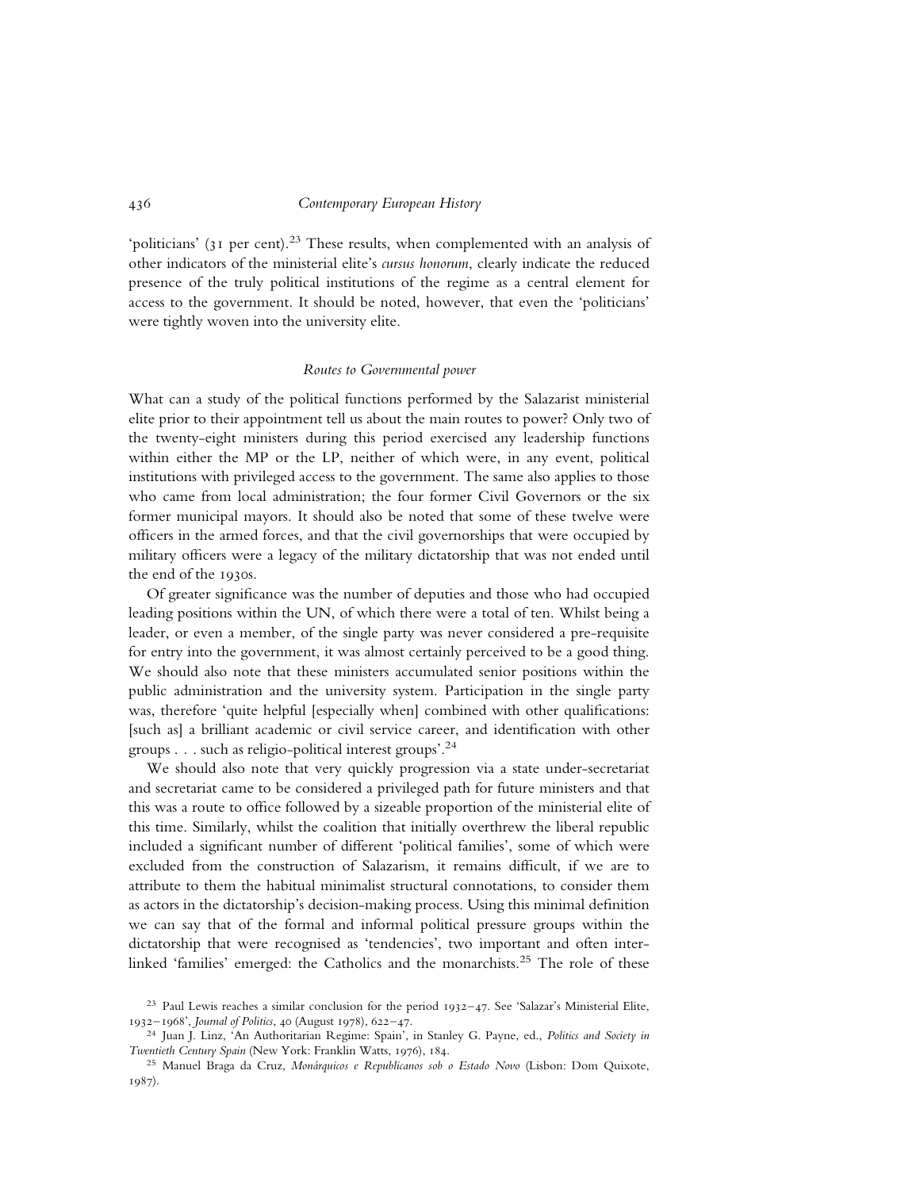'politicians' (31 per cent).[23] These results, when complemented with an analysis of other indicators of the ministerial elite's *cursus honorum*, clearly indicate the reduced presence of the truly political institutions of the regime as a central element for access to the government. It should be noted, however, that even the 'politicians' were tightly woven into the university elite.

### *Routes to Governmental power*

What can a study of the political functions performed by the Salazarist ministerial elite prior to their appointment tell us about the main routes to power? Only two of the twenty-eight ministers during this period exercised any leadership functions within either the MP or the LP, neither of which were, in any event, political institutions with privileged access to the government. The same also applies to those who came from local administration; the four former Civil Governors or the six former municipal mayors. It should also be noted that some of these twelve were officers in the armed forces, and that the civil governorships that were occupied by military officers were a legacy of the military dictatorship that was not ended until the end of the 1930s.

Of greater significance was the number of deputies and those who had occupied leading positions within the UN, of which there were a total of ten. Whilst being a leader, or even a member, of the single party was never considered a pre-requisite for entry into the government, it was almost certainly perceived to be a good thing. We should also note that these ministers accumulated senior positions within the public administration and the university system. Participation in the single party was, therefore 'quite helpful [especially when] combined with other qualifications: [such as] a brilliant academic or civil service career, and identification with other groups . . . such as religio-political interest groups'.[24]

We should also note that very quickly progression via a state under-secretariat and secretariat came to be considered a privileged path for future ministers and that this was a route to office followed by a sizeable proportion of the ministerial elite of this time. Similarly, whilst the coalition that initially overthrew the liberal republic included a significant number of different 'political families', some of which were excluded from the construction of Salazarism, it remains difficult, if we are to attribute to them the habitual minimalist structural connotations, to consider them as actors in the dictatorship's decision-making process. Using this minimal definition we can say that of the formal and informal political pressure groups within the dictatorship that were recognised as 'tendencies', two important and often inter-linked 'families' emerged: the Catholics and the monarchists.[25] The role of these

[23] Paul Lewis reaches a similar conclusion for the period 1932–47. See 'Salazar's Ministerial Elite, 1932–1968', *Journal of Politics*, 40 (August 1978), 622–47.

[24] Juan J. Linz, 'An Authoritarian Regime: Spain', in Stanley G. Payne, ed., *Politics and Society in Twentieth Century Spain* (New York: Franklin Watts, 1976), 184.

[25] Manuel Braga da Cruz, *Monárquicos e Republicanos sob o Estado Novo* (Lisbon: Dom Quixote, 1987).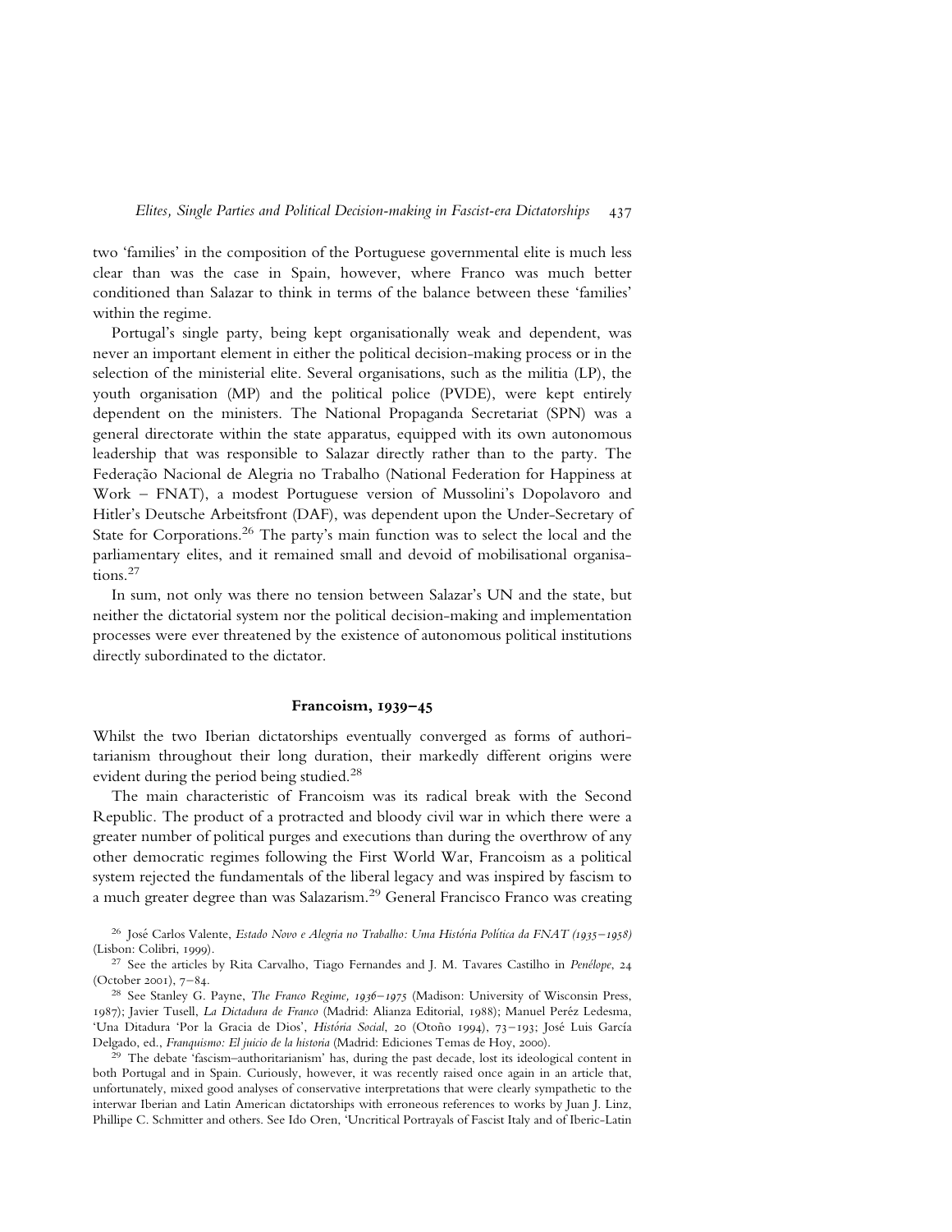two 'families' in the composition of the Portuguese governmental elite is much less clear than was the case in Spain, however, where Franco was much better conditioned than Salazar to think in terms of the balance between these 'families' within the regime.

Portugal's single party, being kept organisationally weak and dependent, was never an important element in either the political decision-making process or in the selection of the ministerial elite. Several organisations, such as the militia (LP), the youth organisation (MP) and the political police (PVDE), were kept entirely dependent on the ministers. The National Propaganda Secretariat (SPN) was a general directorate within the state apparatus, equipped with its own autonomous leadership that was responsible to Salazar directly rather than to the party. The Federação Nacional de Alegria no Trabalho (National Federation for Happiness at Work – FNAT), a modest Portuguese version of Mussolini's Dopolavoro and Hitler's Deutsche Arbeitsfront (DAF), was dependent upon the Under-Secretary of State for Corporations.[26] The party's main function was to select the local and the parliamentary elites, and it remained small and devoid of mobilisational organisations.[27]

In sum, not only was there no tension between Salazar's UN and the state, but neither the dictatorial system nor the political decision-making and implementation processes were ever threatened by the existence of autonomous political institutions directly subordinated to the dictator.

## Francoism, 1939–45

Whilst the two Iberian dictatorships eventually converged as forms of authoritarianism throughout their long duration, their markedly different origins were evident during the period being studied.[28]

The main characteristic of Francoism was its radical break with the Second Republic. The product of a protracted and bloody civil war in which there were a greater number of political purges and executions than during the overthrow of any other democratic regimes following the First World War, Francoism as a political system rejected the fundamentals of the liberal legacy and was inspired by fascism to a much greater degree than was Salazarism.[29] General Francisco Franco was creating

[26] José Carlos Valente, *Estado Novo e Alegria no Trabalho: Uma História Política da FNAT (1935–1958)* (Lisbon: Colibri, 1999).

[27] See the articles by Rita Carvalho, Tiago Fernandes and J. M. Tavares Castilho in *Penélope*, 24 (October 2001), 7–84.

[28] See Stanley G. Payne, *The Franco Regime, 1936–1975* (Madison: University of Wisconsin Press, 1987); Javier Tusell, *La Dictadura de Franco* (Madrid: Alianza Editorial, 1988); Manuel Peréz Ledesma, 'Una Ditadura 'Por la Gracia de Dios', *História Social*, 20 (Otoño 1994), 73–193; José Luis García Delgado, ed., *Franquismo: El juicio de la historia* (Madrid: Ediciones Temas de Hoy, 2000).

[29] The debate 'fascism–authoritarianism' has, during the past decade, lost its ideological content in both Portugal and in Spain. Curiously, however, it was recently raised once again in an article that, unfortunately, mixed good analyses of conservative interpretations that were clearly sympathetic to the interwar Iberian and Latin American dictatorships with erroneous references to works by Juan J. Linz, Phillipe C. Schmitter and others. See Ido Oren, 'Uncritical Portrayals of Fascist Italy and of Iberic-Latin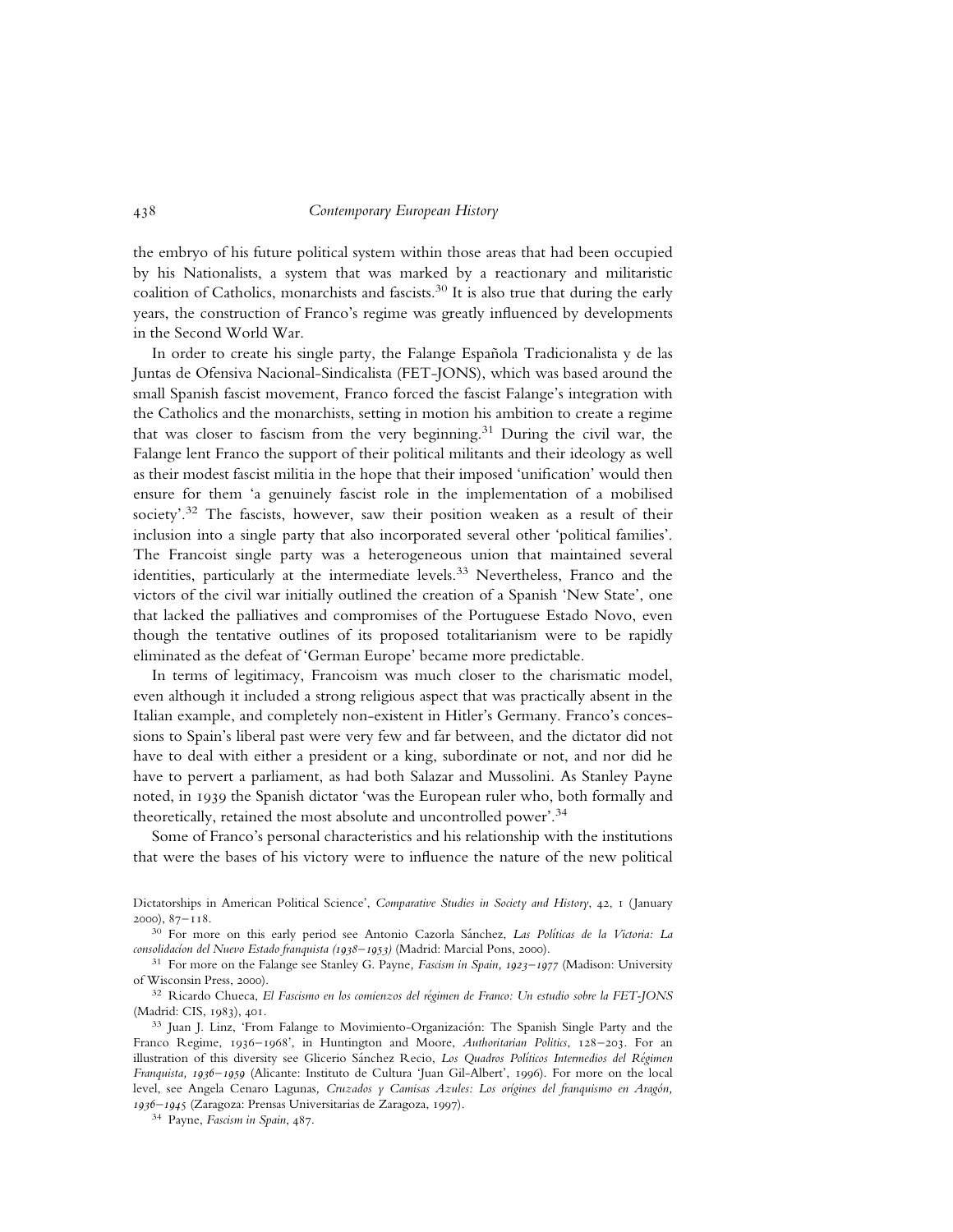the embryo of his future political system within those areas that had been occupied by his Nationalists, a system that was marked by a reactionary and militaristic coalition of Catholics, monarchists and fascists.[30] It is also true that during the early years, the construction of Franco's regime was greatly influenced by developments in the Second World War.

In order to create his single party, the Falange Española Tradicionalista y de las Juntas de Ofensiva Nacional-Sindicalista (FET-JONS), which was based around the small Spanish fascist movement, Franco forced the fascist Falange's integration with the Catholics and the monarchists, setting in motion his ambition to create a regime that was closer to fascism from the very beginning.[31] During the civil war, the Falange lent Franco the support of their political militants and their ideology as well as their modest fascist militia in the hope that their imposed 'unification' would then ensure for them 'a genuinely fascist role in the implementation of a mobilised society'.[32] The fascists, however, saw their position weaken as a result of their inclusion into a single party that also incorporated several other 'political families'. The Francoist single party was a heterogeneous union that maintained several identities, particularly at the intermediate levels.[33] Nevertheless, Franco and the victors of the civil war initially outlined the creation of a Spanish 'New State', one that lacked the palliatives and compromises of the Portuguese Estado Novo, even though the tentative outlines of its proposed totalitarianism were to be rapidly eliminated as the defeat of 'German Europe' became more predictable.

In terms of legitimacy, Francoism was much closer to the charismatic model, even although it included a strong religious aspect that was practically absent in the Italian example, and completely non-existent in Hitler's Germany. Franco's concessions to Spain's liberal past were very few and far between, and the dictator did not have to deal with either a president or a king, subordinate or not, and nor did he have to pervert a parliament, as had both Salazar and Mussolini. As Stanley Payne noted, in 1939 the Spanish dictator 'was the European ruler who, both formally and theoretically, retained the most absolute and uncontrolled power'.[34]

Some of Franco's personal characteristics and his relationship with the institutions that were the bases of his victory were to influence the nature of the new political

Dictatorships in American Political Science', *Comparative Studies in Society and History*, 42, 1 (January 2000), 87–118.

[30] For more on this early period see Antonio Cazorla Sánchez, *Las Políticas de la Victoria: La consolidacíon del Nuevo Estado franquista (1938–1953)* (Madrid: Marcial Pons, 2000).

[31] For more on the Falange see Stanley G. Payne, *Fascism in Spain, 1923–1977* (Madison: University of Wisconsin Press, 2000).

[32] Ricardo Chueca, *El Fascismo en los comienzos del régimen de Franco: Un estudio sobre la FET-JONS* (Madrid: CIS, 1983), 401.

[33] Juan J. Linz, 'From Falange to Movimiento-Organización: The Spanish Single Party and the Franco Regime, 1936–1968', in Huntington and Moore, *Authoritarian Politics*, 128–203. For an illustration of this diversity see Glicerio Sánchez Recio, *Los Quadros Políticos Intermedios del Régimen Franquista, 1936–1959* (Alicante: Instituto de Cultura 'Juan Gil-Albert', 1996). For more on the local level, see Angela Cenaro Lagunas, *Cruzados y Camisas Azules: Los orígines del franquismo en Aragón, 1936–1945* (Zaragoza: Prensas Universitarias de Zaragoza, 1997).

[34] Payne, *Fascism in Spain*, 487.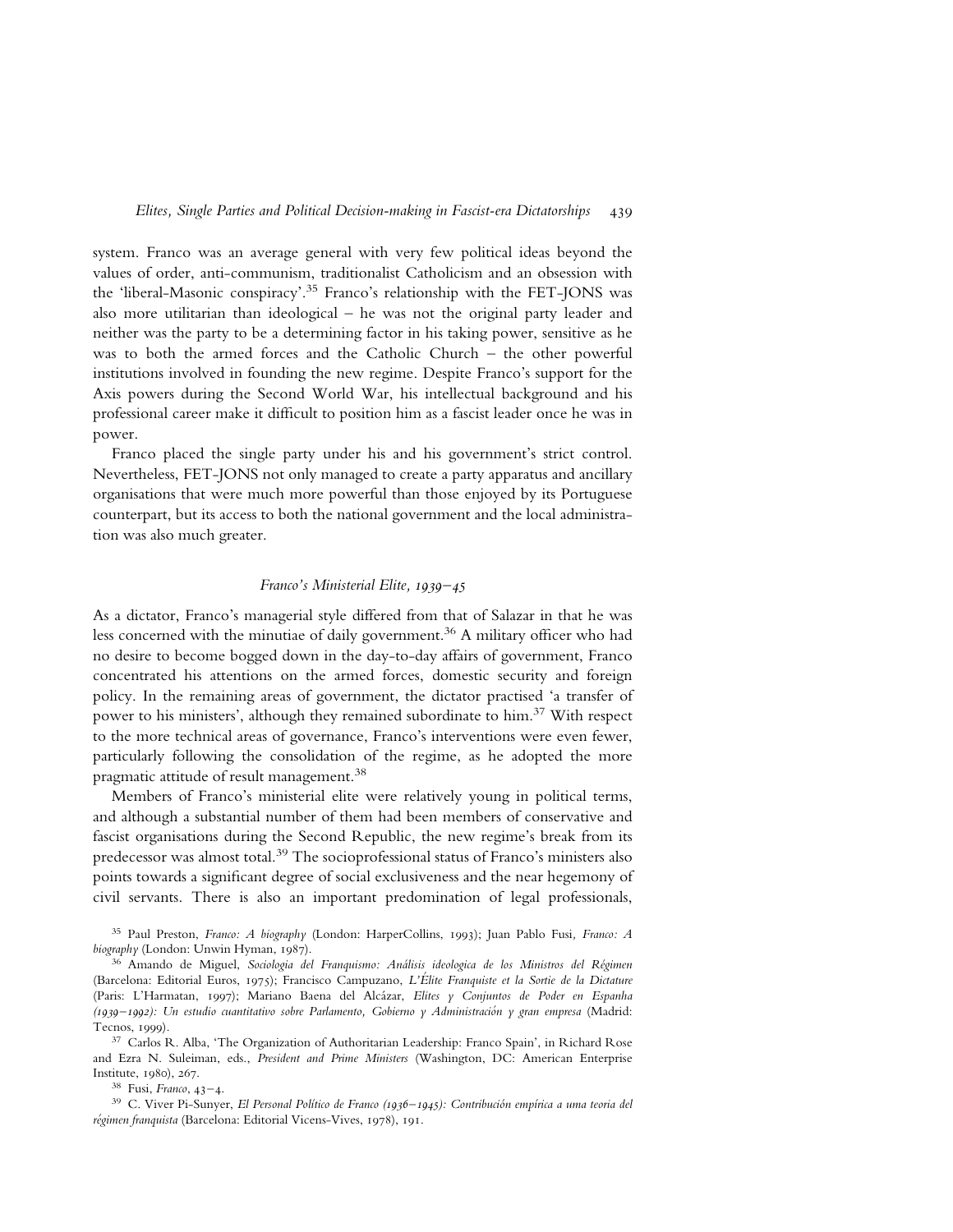system. Franco was an average general with very few political ideas beyond the values of order, anti-communism, traditionalist Catholicism and an obsession with the 'liberal-Masonic conspiracy'.[35] Franco's relationship with the FET-JONS was also more utilitarian than ideological – he was not the original party leader and neither was the party to be a determining factor in his taking power, sensitive as he was to both the armed forces and the Catholic Church – the other powerful institutions involved in founding the new regime. Despite Franco's support for the Axis powers during the Second World War, his intellectual background and his professional career make it difficult to position him as a fascist leader once he was in power.

Franco placed the single party under his and his government's strict control. Nevertheless, FET-JONS not only managed to create a party apparatus and ancillary organisations that were much more powerful than those enjoyed by its Portuguese counterpart, but its access to both the national government and the local administration was also much greater.

### *Franco's Ministerial Elite, 1939–45*

As a dictator, Franco's managerial style differed from that of Salazar in that he was less concerned with the minutiae of daily government.[36] A military officer who had no desire to become bogged down in the day-to-day affairs of government, Franco concentrated his attentions on the armed forces, domestic security and foreign policy. In the remaining areas of government, the dictator practised 'a transfer of power to his ministers', although they remained subordinate to him.[37] With respect to the more technical areas of governance, Franco's interventions were even fewer, particularly following the consolidation of the regime, as he adopted the more pragmatic attitude of result management.[38]

Members of Franco's ministerial elite were relatively young in political terms, and although a substantial number of them had been members of conservative and fascist organisations during the Second Republic, the new regime's break from its predecessor was almost total.[39] The socioprofessional status of Franco's ministers also points towards a significant degree of social exclusiveness and the near hegemony of civil servants. There is also an important predomination of legal professionals,

---

[35] Paul Preston, *Franco: A biography* (London: HarperCollins, 1993); Juan Pablo Fusi, *Franco: A biography* (London: Unwin Hyman, 1987).

[36] Amando de Miguel, *Sociologia del Franquismo: Análisis ideologica de los Ministros del Régimen* (Barcelona: Editorial Euros, 1975); Francisco Campuzano, *L'Élite Franquiste et la Sortie de la Dictature* (Paris: L'Harmatan, 1997); Mariano Baena del Alcázar, *Elites y Conjuntos de Poder en Espanha (1939–1992): Un estudio cuantitativo sobre Parlamento, Gobierno y Administración y gran empresa* (Madrid: Tecnos, 1999).

[37] Carlos R. Alba, 'The Organization of Authoritarian Leadership: Franco Spain', in Richard Rose and Ezra N. Suleiman, eds., *President and Prime Ministers* (Washington, DC: American Enterprise Institute, 1980), 267.

[38] Fusi, *Franco*, 43–4.

[39] C. Viver Pi-Sunyer, *El Personal Político de Franco (1936–1945): Contribución empírica a uma teoria del régimen franquista* (Barcelona: Editorial Vicens-Vives, 1978), 191.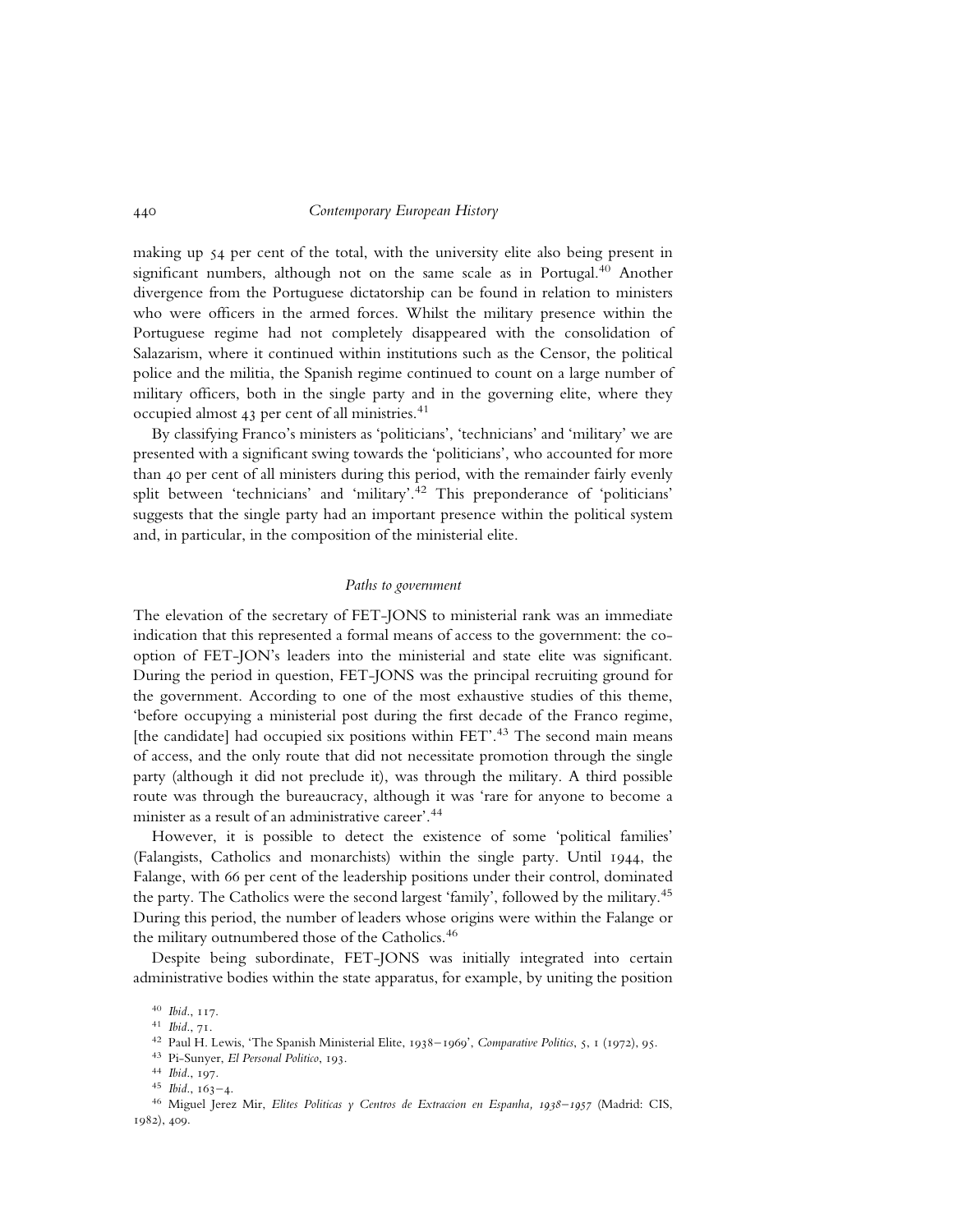making up 54 per cent of the total, with the university elite also being present in significant numbers, although not on the same scale as in Portugal.[40] Another divergence from the Portuguese dictatorship can be found in relation to ministers who were officers in the armed forces. Whilst the military presence within the Portuguese regime had not completely disappeared with the consolidation of Salazarism, where it continued within institutions such as the Censor, the political police and the militia, the Spanish regime continued to count on a large number of military officers, both in the single party and in the governing elite, where they occupied almost 43 per cent of all ministries.[41]

By classifying Franco's ministers as 'politicians', 'technicians' and 'military' we are presented with a significant swing towards the 'politicians', who accounted for more than 40 per cent of all ministers during this period, with the remainder fairly evenly split between 'technicians' and 'military'.[42] This preponderance of 'politicians' suggests that the single party had an important presence within the political system and, in particular, in the composition of the ministerial elite.

## *Paths to government*

The elevation of the secretary of FET-JONS to ministerial rank was an immediate indication that this represented a formal means of access to the government: the co-option of FET-JON's leaders into the ministerial and state elite was significant. During the period in question, FET-JONS was the principal recruiting ground for the government. According to one of the most exhaustive studies of this theme, 'before occupying a ministerial post during the first decade of the Franco regime, [the candidate] had occupied six positions within FET'.[43] The second main means of access, and the only route that did not necessitate promotion through the single party (although it did not preclude it), was through the military. A third possible route was through the bureaucracy, although it was 'rare for anyone to become a minister as a result of an administrative career'.[44]

However, it is possible to detect the existence of some 'political families' (Falangists, Catholics and monarchists) within the single party. Until 1944, the Falange, with 66 per cent of the leadership positions under their control, dominated the party. The Catholics were the second largest 'family', followed by the military.[45] During this period, the number of leaders whose origins were within the Falange or the military outnumbered those of the Catholics.[46]

Despite being subordinate, FET-JONS was initially integrated into certain administrative bodies within the state apparatus, for example, by uniting the position

---

[40] *Ibid.*, 117.

[41] *Ibid.*, 71.

[42] Paul H. Lewis, 'The Spanish Ministerial Elite, 1938–1969', *Comparative Politics*, 5, 1 (1972), 95.

[43] Pi-Sunyer, *El Personal Politico*, 193.

[44] *Ibid.*, 197.

[45] *Ibid.*, 163–4.

[46] Miguel Jerez Mir, *Elites Politicas y Centros de Extraccion en Espanha, 1938–1957* (Madrid: CIS, 1982), 409.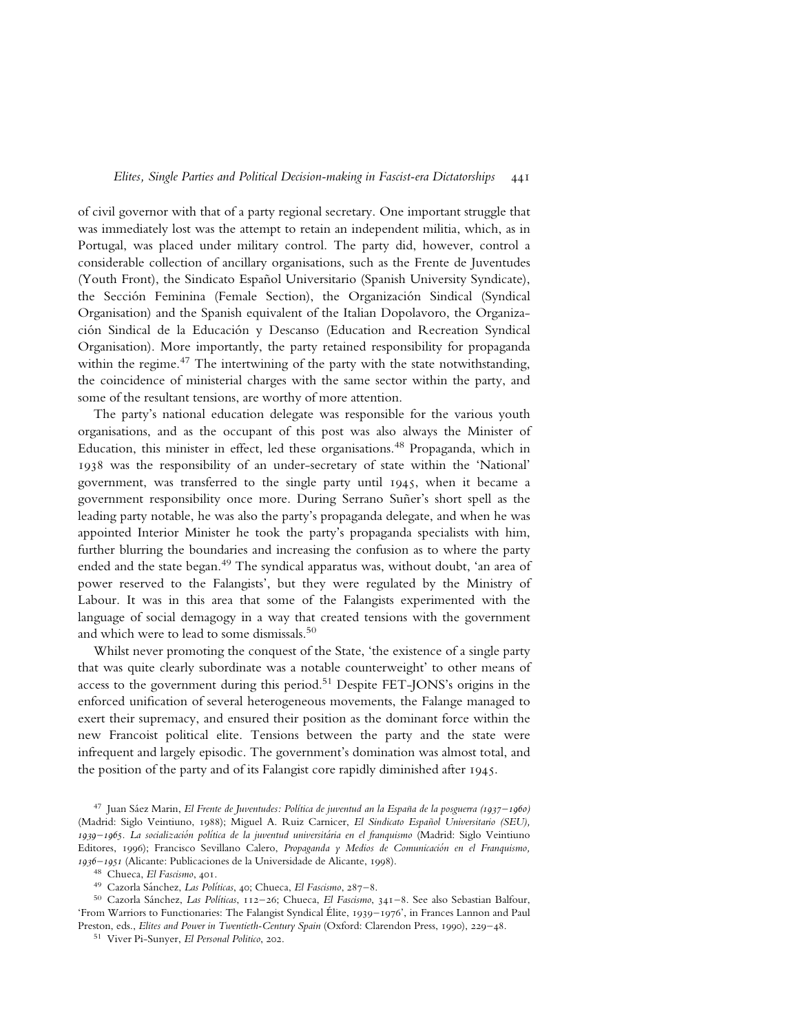of civil governor with that of a party regional secretary. One important struggle that was immediately lost was the attempt to retain an independent militia, which, as in Portugal, was placed under military control. The party did, however, control a considerable collection of ancillary organisations, such as the Frente de Juventudes (Youth Front), the Sindicato Español Universitario (Spanish University Syndicate), the Sección Feminina (Female Section), the Organización Sindical (Syndical Organisation) and the Spanish equivalent of the Italian Dopolavoro, the Organización Sindical de la Educación y Descanso (Education and Recreation Syndical Organisation). More importantly, the party retained responsibility for propaganda within the regime.[47] The intertwining of the party with the state notwithstanding, the coincidence of ministerial charges with the same sector within the party, and some of the resultant tensions, are worthy of more attention.

The party's national education delegate was responsible for the various youth organisations, and as the occupant of this post was also always the Minister of Education, this minister in effect, led these organisations.[48] Propaganda, which in 1938 was the responsibility of an under-secretary of state within the 'National' government, was transferred to the single party until 1945, when it became a government responsibility once more. During Serrano Suñer's short spell as the leading party notable, he was also the party's propaganda delegate, and when he was appointed Interior Minister he took the party's propaganda specialists with him, further blurring the boundaries and increasing the confusion as to where the party ended and the state began.[49] The syndical apparatus was, without doubt, 'an area of power reserved to the Falangists', but they were regulated by the Ministry of Labour. It was in this area that some of the Falangists experimented with the language of social demagogy in a way that created tensions with the government and which were to lead to some dismissals.[50]

Whilst never promoting the conquest of the State, 'the existence of a single party that was quite clearly subordinate was a notable counterweight' to other means of access to the government during this period.[51] Despite FET-JONS's origins in the enforced unification of several heterogeneous movements, the Falange managed to exert their supremacy, and ensured their position as the dominant force within the new Francoist political elite. Tensions between the party and the state were infrequent and largely episodic. The government's domination was almost total, and the position of the party and of its Falangist core rapidly diminished after 1945.

[47] Juan Sáez Marin, *El Frente de Juventudes: Política de juventud an la España de la posguerra (1937–1960)* (Madrid: Siglo Veintiuno, 1988); Miguel A. Ruiz Carnicer, *El Sindicato Español Universitario (SEU), 1939–1965. La socialización política de la juventud universitária en el franquismo* (Madrid: Siglo Veintiuno Editores, 1996); Francisco Sevillano Calero, *Propaganda y Medios de Comunicación en el Franquismo, 1936–1951* (Alicante: Publicaciones de la Universidade de Alicante, 1998).

[48] Chueca, *El Fascismo*, 401.

[49] Cazorla Sánchez, *Las Políticas*, 40; Chueca, *El Fascismo*, 287–8.

[50] Cazorla Sánchez, *Las Políticas*, 112–26; Chueca, *El Fascismo*, 341–8. See also Sebastian Balfour, 'From Warriors to Functionaries: The Falangist Syndical Élite, 1939–1976', in Frances Lannon and Paul Preston, eds., *Elites and Power in Twentieth-Century Spain* (Oxford: Clarendon Press, 1990), 229–48.

[51] Viver Pi-Sunyer, *El Personal Político*, 202.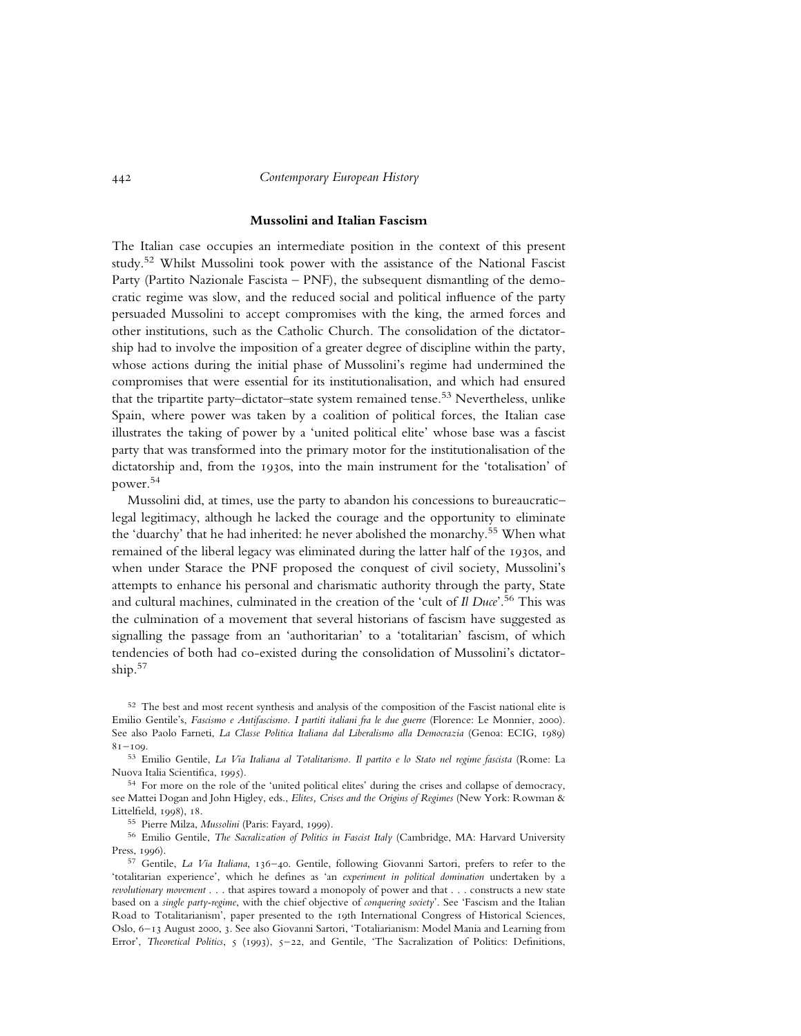## Mussolini and Italian Fascism

The Italian case occupies an intermediate position in the context of this present study.[52] Whilst Mussolini took power with the assistance of the National Fascist Party (Partito Nazionale Fascista – PNF), the subsequent dismantling of the democratic regime was slow, and the reduced social and political influence of the party persuaded Mussolini to accept compromises with the king, the armed forces and other institutions, such as the Catholic Church. The consolidation of the dictatorship had to involve the imposition of a greater degree of discipline within the party, whose actions during the initial phase of Mussolini's regime had undermined the compromises that were essential for its institutionalisation, and which had ensured that the tripartite party–dictator–state system remained tense.[53] Nevertheless, unlike Spain, where power was taken by a coalition of political forces, the Italian case illustrates the taking of power by a 'united political elite' whose base was a fascist party that was transformed into the primary motor for the institutionalisation of the dictatorship and, from the 1930s, into the main instrument for the 'totalisation' of power.[54]

Mussolini did, at times, use the party to abandon his concessions to bureaucratic–legal legitimacy, although he lacked the courage and the opportunity to eliminate the 'duarchy' that he had inherited: he never abolished the monarchy.[55] When what remained of the liberal legacy was eliminated during the latter half of the 1930s, and when under Starace the PNF proposed the conquest of civil society, Mussolini's attempts to enhance his personal and charismatic authority through the party, State and cultural machines, culminated in the creation of the 'cult of *Il Duce*'.[56] This was the culmination of a movement that several historians of fascism have suggested as signalling the passage from an 'authoritarian' to a 'totalitarian' fascism, of which tendencies of both had co-existed during the consolidation of Mussolini's dictatorship.[57]

[52] The best and most recent synthesis and analysis of the composition of the Fascist national elite is Emilio Gentile's, *Fascismo e Antifascismo. I partiti italiani fra le due guerre* (Florence: Le Monnier, 2000). See also Paolo Farneti, *La Classe Politica Italiana dal Liberalismo alla Democrazia* (Genoa: ECIG, 1989) 81–109.

[53] Emilio Gentile, *La Via Italiana al Totalitarismo. Il partito e lo Stato nel regime fascista* (Rome: La Nuova Italia Scientifica, 1995).

[54] For more on the role of the 'united political elites' during the crises and collapse of democracy, see Mattei Dogan and John Higley, eds., *Elites, Crises and the Origins of Regimes* (New York: Rowman & Littelfield, 1998), 18.

[55] Pierre Milza, *Mussolini* (Paris: Fayard, 1999).

[56] Emilio Gentile, *The Sacralization of Politics in Fascist Italy* (Cambridge, MA: Harvard University Press, 1996).

[57] Gentile, *La Via Italiana*, 136–40. Gentile, following Giovanni Sartori, prefers to refer to the 'totalitarian experience', which he defines as 'an *experiment in political domination* undertaken by a *revolutionary movement* . . . that aspires toward a monopoly of power and that . . . constructs a new state based on a *single party-regime*, with the chief objective of *conquering society*'. See 'Fascism and the Italian Road to Totalitarianism', paper presented to the 19th International Congress of Historical Sciences, Oslo, 6–13 August 2000, 3. See also Giovanni Sartori, 'Totaliarianism: Model Mania and Learning from Error', *Theoretical Politics*, 5 (1993), 5–22, and Gentile, 'The Sacralization of Politics: Definitions,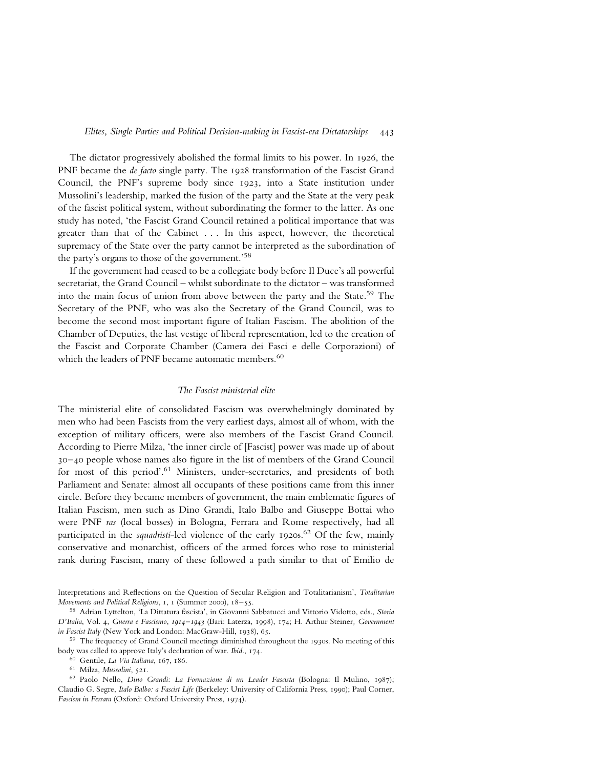The dictator progressively abolished the formal limits to his power. In 1926, the PNF became the *de facto* single party. The 1928 transformation of the Fascist Grand Council, the PNF's supreme body since 1923, into a State institution under Mussolini's leadership, marked the fusion of the party and the State at the very peak of the fascist political system, without subordinating the former to the latter. As one study has noted, 'the Fascist Grand Council retained a political importance that was greater than that of the Cabinet . . . In this aspect, however, the theoretical supremacy of the State over the party cannot be interpreted as the subordination of the party's organs to those of the government.'[58]

If the government had ceased to be a collegiate body before Il Duce's all powerful secretariat, the Grand Council – whilst subordinate to the dictator – was transformed into the main focus of union from above between the party and the State.[59] The Secretary of the PNF, who was also the Secretary of the Grand Council, was to become the second most important figure of Italian Fascism. The abolition of the Chamber of Deputies, the last vestige of liberal representation, led to the creation of the Fascist and Corporate Chamber (Camera dei Fasci e delle Corporazioni) of which the leaders of PNF became automatic members.[60]

### *The Fascist ministerial elite*

The ministerial elite of consolidated Fascism was overwhelmingly dominated by men who had been Fascists from the very earliest days, almost all of whom, with the exception of military officers, were also members of the Fascist Grand Council. According to Pierre Milza, 'the inner circle of [Fascist] power was made up of about 30–40 people whose names also figure in the list of members of the Grand Council for most of this period'.[61] Ministers, under-secretaries, and presidents of both Parliament and Senate: almost all occupants of these positions came from this inner circle. Before they became members of government, the main emblematic figures of Italian Fascism, men such as Dino Grandi, Italo Balbo and Giuseppe Bottai who were PNF *ras* (local bosses) in Bologna, Ferrara and Rome respectively, had all participated in the *squadristi*-led violence of the early 1920s.[62] Of the few, mainly conservative and monarchist, officers of the armed forces who rose to ministerial rank during Fascism, many of these followed a path similar to that of Emilio de

Interpretations and Reflections on the Question of Secular Religion and Totalitarianism', *Totalitarian Movements and Political Religions*, 1, 1 (Summer 2000), 18–55.

[58] Adrian Lyttelton, 'La Dittatura fascista', in Giovanni Sabbatucci and Vittorio Vidotto, eds., *Storia D'Italia*, Vol. 4, *Guerra e Fascismo, 1914–1943* (Bari: Laterza, 1998), 174; H. Arthur Steiner, *Government in Fascist Italy* (New York and London: MacGraw-Hill, 1938), 65.

[59] The frequency of Grand Council meetings diminished throughout the 1930s. No meeting of this body was called to approve Italy's declaration of war. *Ibid*., 174.

[60] Gentile, *La Via Italiana*, 167, 186.

[61] Milza, *Mussolini*, 521.

[62] Paolo Nello, *Dino Grandi: La Formazione di un Leader Fascista* (Bologna: Il Mulino, 1987); Claudio G. Segre, *Italo Balbo: a Fascist Life* (Berkeley: University of California Press, 1990); Paul Corner, *Fascism in Ferrara* (Oxford: Oxford University Press, 1974).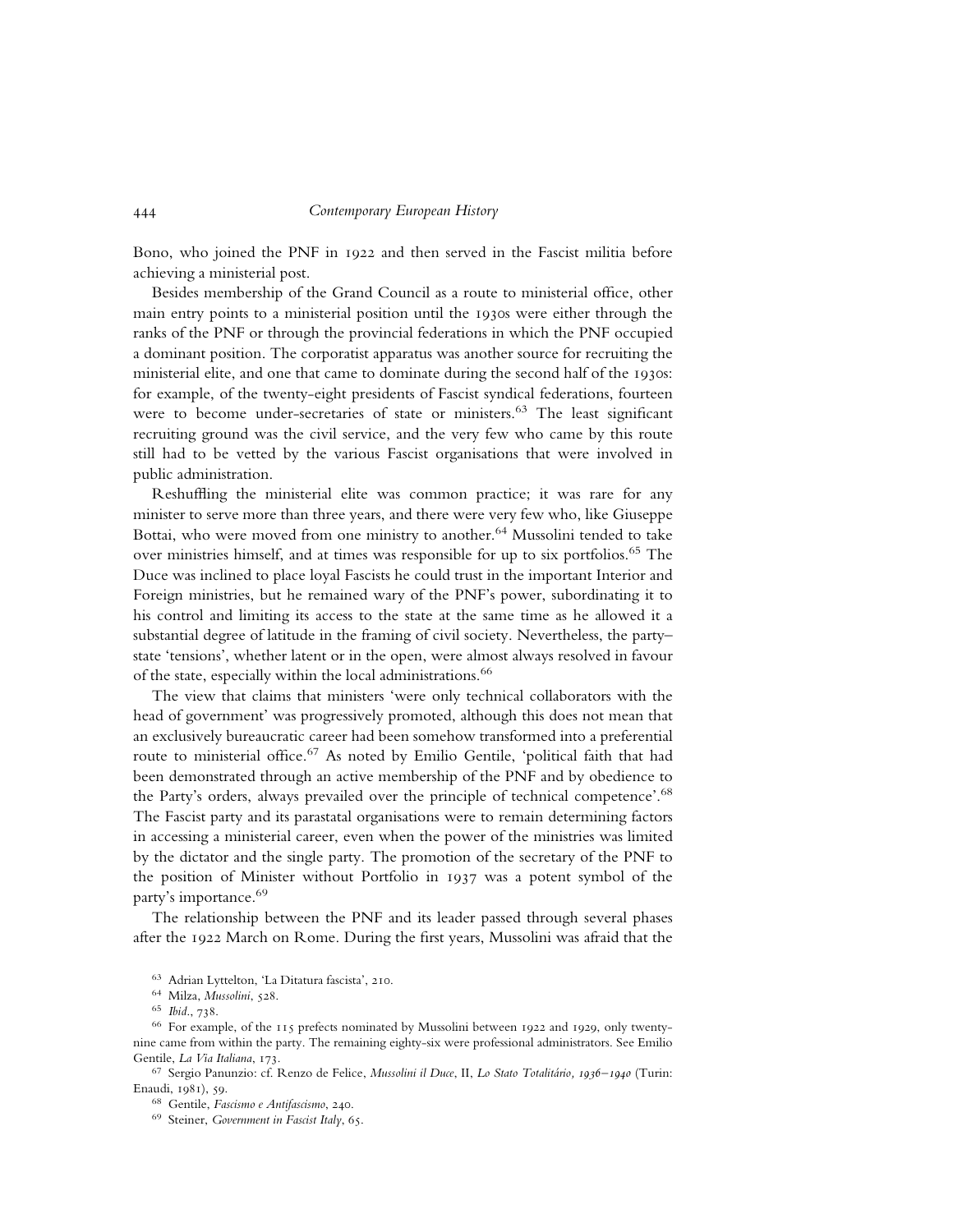Bono, who joined the PNF in 1922 and then served in the Fascist militia before achieving a ministerial post.

Besides membership of the Grand Council as a route to ministerial office, other main entry points to a ministerial position until the 1930s were either through the ranks of the PNF or through the provincial federations in which the PNF occupied a dominant position. The corporatist apparatus was another source for recruiting the ministerial elite, and one that came to dominate during the second half of the 1930s: for example, of the twenty-eight presidents of Fascist syndical federations, fourteen were to become under-secretaries of state or ministers.[63] The least significant recruiting ground was the civil service, and the very few who came by this route still had to be vetted by the various Fascist organisations that were involved in public administration.

Reshuffling the ministerial elite was common practice; it was rare for any minister to serve more than three years, and there were very few who, like Giuseppe Bottai, who were moved from one ministry to another.[64] Mussolini tended to take over ministries himself, and at times was responsible for up to six portfolios.[65] The Duce was inclined to place loyal Fascists he could trust in the important Interior and Foreign ministries, but he remained wary of the PNF's power, subordinating it to his control and limiting its access to the state at the same time as he allowed it a substantial degree of latitude in the framing of civil society. Nevertheless, the party–state 'tensions', whether latent or in the open, were almost always resolved in favour of the state, especially within the local administrations.[66]

The view that claims that ministers 'were only technical collaborators with the head of government' was progressively promoted, although this does not mean that an exclusively bureaucratic career had been somehow transformed into a preferential route to ministerial office.[67] As noted by Emilio Gentile, 'political faith that had been demonstrated through an active membership of the PNF and by obedience to the Party's orders, always prevailed over the principle of technical competence'.[68] The Fascist party and its parastatal organisations were to remain determining factors in accessing a ministerial career, even when the power of the ministries was limited by the dictator and the single party. The promotion of the secretary of the PNF to the position of Minister without Portfolio in 1937 was a potent symbol of the party's importance.[69]

The relationship between the PNF and its leader passed through several phases after the 1922 March on Rome. During the first years, Mussolini was afraid that the

[63] Adrian Lyttelton, 'La Ditatura fascista', 210.

[64] Milza, *Mussolini*, 528.

[65] *Ibid.*, 738.

[66] For example, of the 115 prefects nominated by Mussolini between 1922 and 1929, only twenty-nine came from within the party. The remaining eighty-six were professional administrators. See Emilio Gentile, *La Via Italiana*, 173.

[67] Sergio Panunzio: cf. Renzo de Felice, *Mussolini il Duce*, II, *Lo Stato Totalitário, 1936–1940* (Turin: Enaudi, 1981), 59.

[68] Gentile, *Fascismo e Antifascismo*, 240.

[69] Steiner, *Government in Fascist Italy*, 65.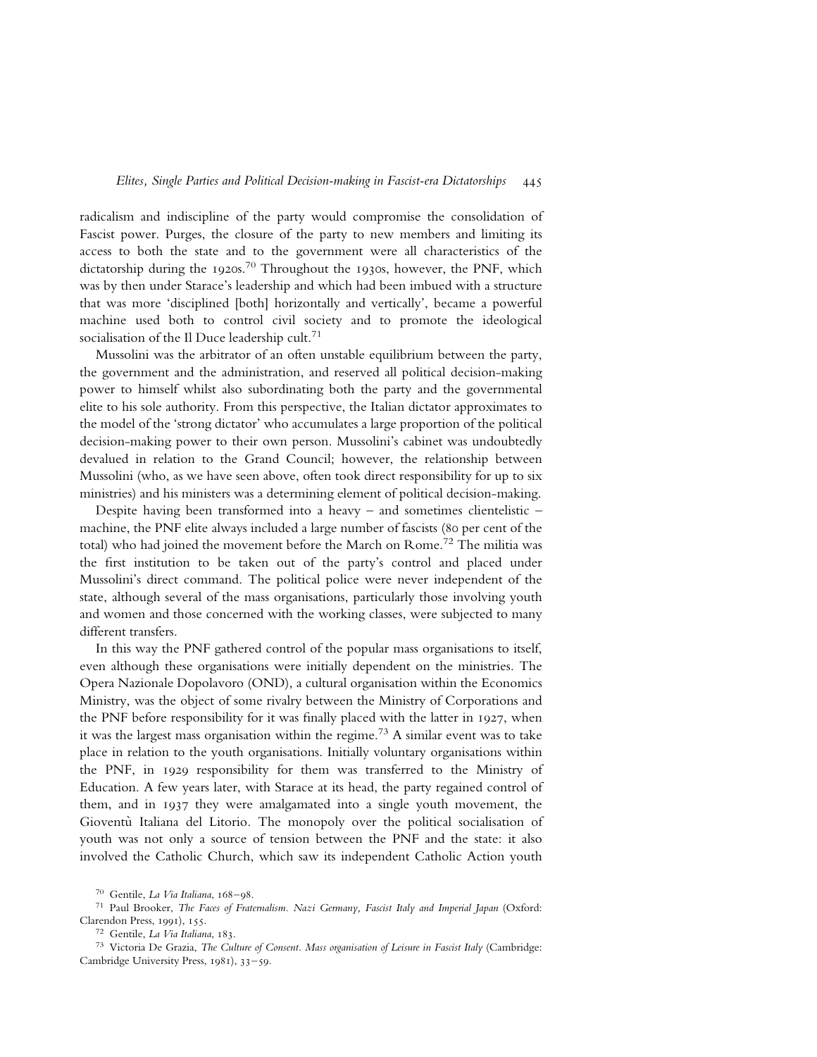radicalism and indiscipline of the party would compromise the consolidation of Fascist power. Purges, the closure of the party to new members and limiting its access to both the state and to the government were all characteristics of the dictatorship during the 1920s.[70] Throughout the 1930s, however, the PNF, which was by then under Starace's leadership and which had been imbued with a structure that was more 'disciplined [both] horizontally and vertically', became a powerful machine used both to control civil society and to promote the ideological socialisation of the Il Duce leadership cult.[71]

Mussolini was the arbitrator of an often unstable equilibrium between the party, the government and the administration, and reserved all political decision-making power to himself whilst also subordinating both the party and the governmental elite to his sole authority. From this perspective, the Italian dictator approximates to the model of the 'strong dictator' who accumulates a large proportion of the political decision-making power to their own person. Mussolini's cabinet was undoubtedly devalued in relation to the Grand Council; however, the relationship between Mussolini (who, as we have seen above, often took direct responsibility for up to six ministries) and his ministers was a determining element of political decision-making.

Despite having been transformed into a heavy – and sometimes clientelistic – machine, the PNF elite always included a large number of fascists (80 per cent of the total) who had joined the movement before the March on Rome.[72] The militia was the first institution to be taken out of the party's control and placed under Mussolini's direct command. The political police were never independent of the state, although several of the mass organisations, particularly those involving youth and women and those concerned with the working classes, were subjected to many different transfers.

In this way the PNF gathered control of the popular mass organisations to itself, even although these organisations were initially dependent on the ministries. The Opera Nazionale Dopolavoro (OND), a cultural organisation within the Economics Ministry, was the object of some rivalry between the Ministry of Corporations and the PNF before responsibility for it was finally placed with the latter in 1927, when it was the largest mass organisation within the regime.[73] A similar event was to take place in relation to the youth organisations. Initially voluntary organisations within the PNF, in 1929 responsibility for them was transferred to the Ministry of Education. A few years later, with Starace at its head, the party regained control of them, and in 1937 they were amalgamated into a single youth movement, the Gioventù Italiana del Litorio. The monopoly over the political socialisation of youth was not only a source of tension between the PNF and the state: it also involved the Catholic Church, which saw its independent Catholic Action youth

[70] Gentile, *La Via Italiana*, 168–98.

[71] Paul Brooker, *The Faces of Fraternalism. Nazi Germany, Fascist Italy and Imperial Japan* (Oxford: Clarendon Press, 1991), 155.

[72] Gentile, *La Via Italiana*, 183.

[73] Victoria De Grazia, *The Culture of Consent. Mass organisation of Leisure in Fascist Italy* (Cambridge: Cambridge University Press, 1981), 33–59.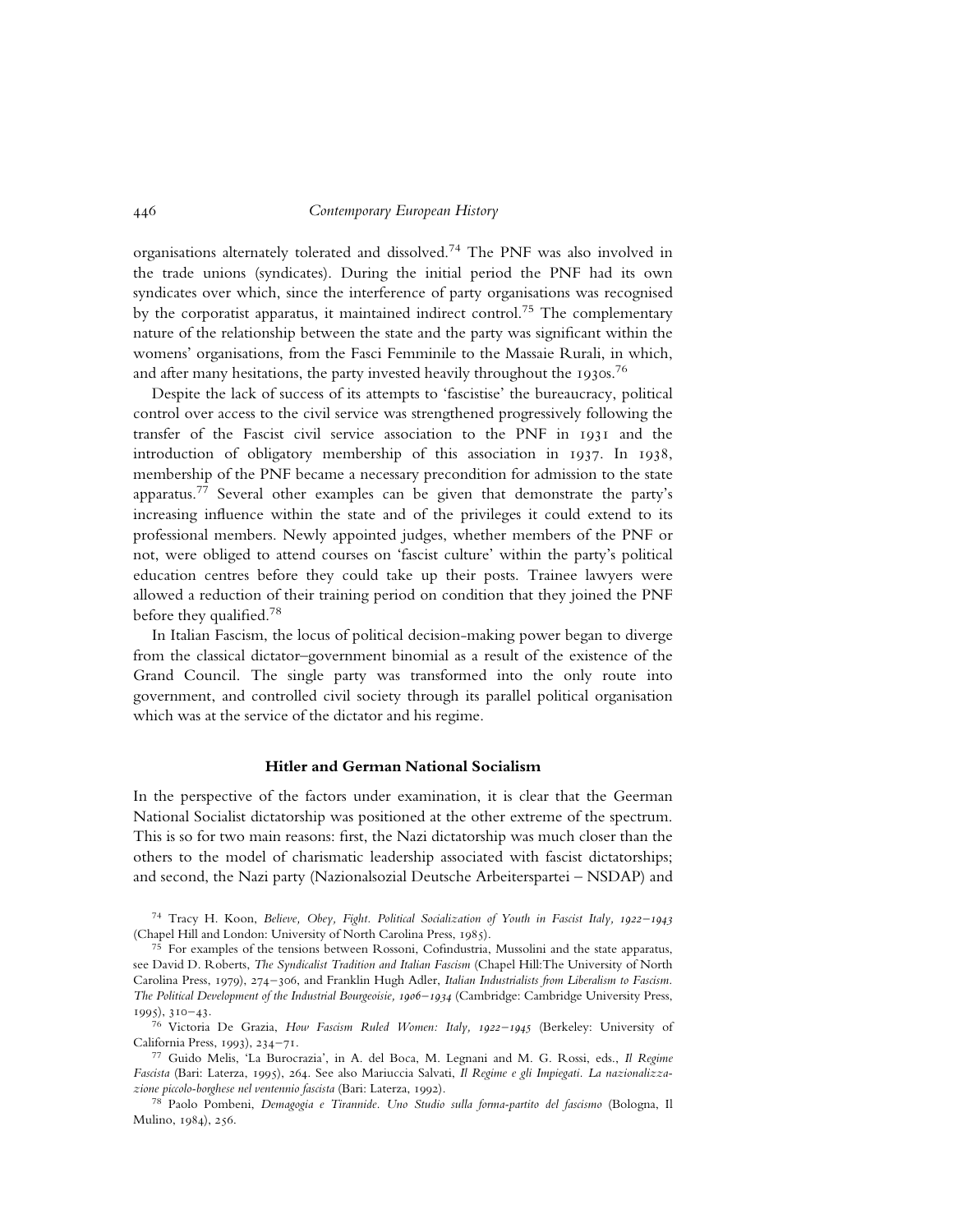organisations alternately tolerated and dissolved.[74] The PNF was also involved in the trade unions (syndicates). During the initial period the PNF had its own syndicates over which, since the interference of party organisations was recognised by the corporatist apparatus, it maintained indirect control.[75] The complementary nature of the relationship between the state and the party was significant within the womens' organisations, from the Fasci Femminile to the Massaie Rurali, in which, and after many hesitations, the party invested heavily throughout the 1930s.[76]

Despite the lack of success of its attempts to 'fascistise' the bureaucracy, political control over access to the civil service was strengthened progressively following the transfer of the Fascist civil service association to the PNF in 1931 and the introduction of obligatory membership of this association in 1937. In 1938, membership of the PNF became a necessary precondition for admission to the state apparatus.[77] Several other examples can be given that demonstrate the party's increasing influence within the state and of the privileges it could extend to its professional members. Newly appointed judges, whether members of the PNF or not, were obliged to attend courses on 'fascist culture' within the party's political education centres before they could take up their posts. Trainee lawyers were allowed a reduction of their training period on condition that they joined the PNF before they qualified.[78]

In Italian Fascism, the locus of political decision-making power began to diverge from the classical dictator–government binomial as a result of the existence of the Grand Council. The single party was transformed into the only route into government, and controlled civil society through its parallel political organisation which was at the service of the dictator and his regime.

## Hitler and German National Socialism

In the perspective of the factors under examination, it is clear that the Geerman National Socialist dictatorship was positioned at the other extreme of the spectrum. This is so for two main reasons: first, the Nazi dictatorship was much closer than the others to the model of charismatic leadership associated with fascist dictatorships; and second, the Nazi party (Nazionalsozial Deutsche Arbeiterspartei – NSDAP) and

---

[74] Tracy H. Koon, *Believe, Obey, Fight. Political Socialization of Youth in Fascist Italy, 1922–1943* (Chapel Hill and London: University of North Carolina Press, 1985).

[75] For examples of the tensions between Rossoni, Cofindustria, Mussolini and the state apparatus, see David D. Roberts, *The Syndicalist Tradition and Italian Fascism* (Chapel Hill:The University of North Carolina Press, 1979), 274–306, and Franklin Hugh Adler, *Italian Industrialists from Liberalism to Fascism. The Political Development of the Industrial Bourgeoisie, 1906–1934* (Cambridge: Cambridge University Press, 1995), 310–43.

[76] Victoria De Grazia, *How Fascism Ruled Women: Italy, 1922–1945* (Berkeley: University of California Press, 1993), 234–71.

[77] Guido Melis, 'La Burocrazia', in A. del Boca, M. Legnani and M. G. Rossi, eds., *Il Regime Fascista* (Bari: Laterza, 1995), 264. See also Mariuccia Salvati, *Il Regime e gli Impiegati. La nazionalizzazione piccolo-borghese nel ventennio fascista* (Bari: Laterza, 1992).

[78] Paolo Pombeni, *Demagogia e Tirannide. Uno Studio sulla forma-partito del fascismo* (Bologna, Il Mulino, 1984), 256.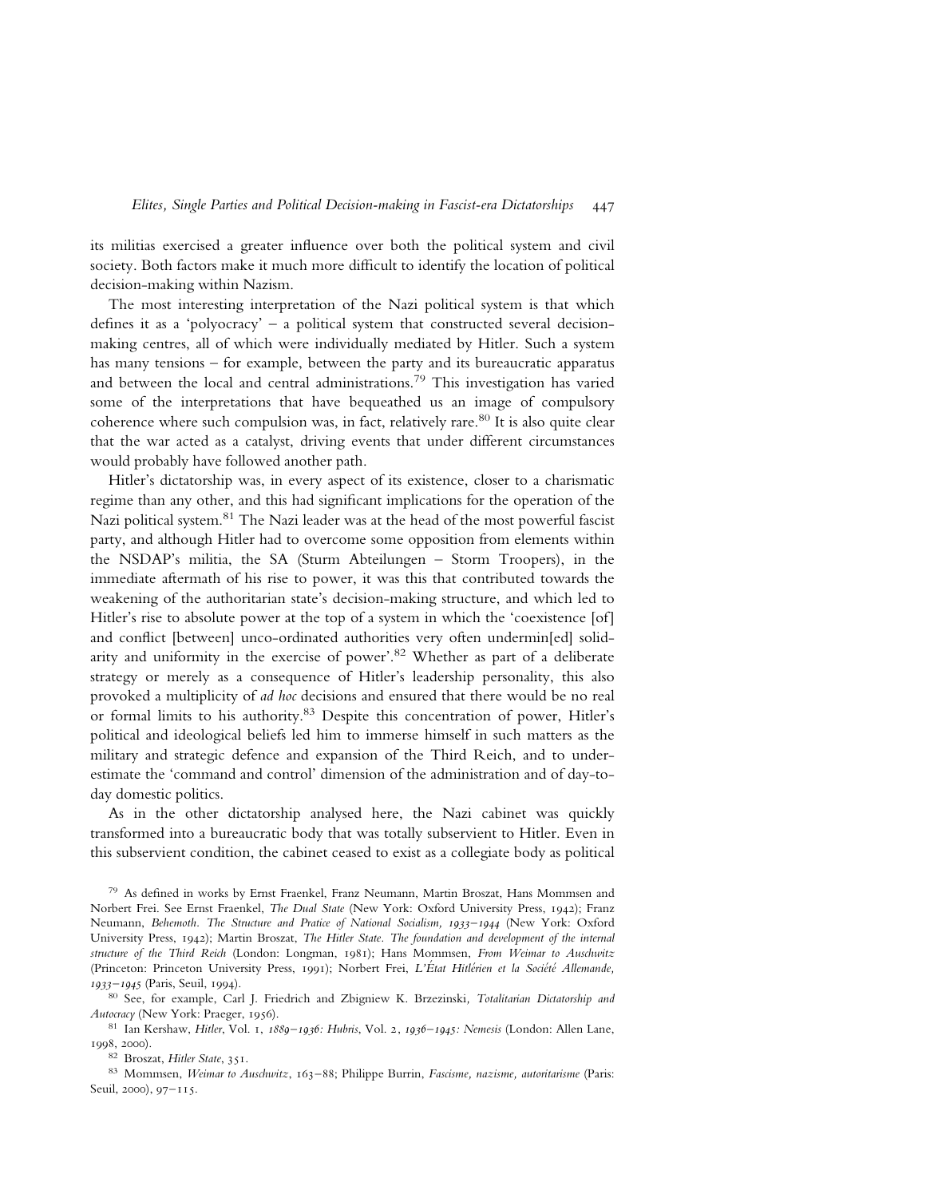its militias exercised a greater influence over both the political system and civil society. Both factors make it much more difficult to identify the location of political decision-making within Nazism.

The most interesting interpretation of the Nazi political system is that which defines it as a 'polyocracy' – a political system that constructed several decision-making centres, all of which were individually mediated by Hitler. Such a system has many tensions – for example, between the party and its bureaucratic apparatus and between the local and central administrations.[79] This investigation has varied some of the interpretations that have bequeathed us an image of compulsory coherence where such compulsion was, in fact, relatively rare.[80] It is also quite clear that the war acted as a catalyst, driving events that under different circumstances would probably have followed another path.

Hitler's dictatorship was, in every aspect of its existence, closer to a charismatic regime than any other, and this had significant implications for the operation of the Nazi political system.[81] The Nazi leader was at the head of the most powerful fascist party, and although Hitler had to overcome some opposition from elements within the NSDAP's militia, the SA (Sturm Abteilungen – Storm Troopers), in the immediate aftermath of his rise to power, it was this that contributed towards the weakening of the authoritarian state's decision-making structure, and which led to Hitler's rise to absolute power at the top of a system in which the 'coexistence [of] and conflict [between] unco-ordinated authorities very often undermin[ed] solidarity and uniformity in the exercise of power'.[82] Whether as part of a deliberate strategy or merely as a consequence of Hitler's leadership personality, this also provoked a multiplicity of *ad hoc* decisions and ensured that there would be no real or formal limits to his authority.[83] Despite this concentration of power, Hitler's political and ideological beliefs led him to immerse himself in such matters as the military and strategic defence and expansion of the Third Reich, and to underestimate the 'command and control' dimension of the administration and of day-to-day domestic politics.

As in the other dictatorship analysed here, the Nazi cabinet was quickly transformed into a bureaucratic body that was totally subservient to Hitler. Even in this subservient condition, the cabinet ceased to exist as a collegiate body as political

---

[79] As defined in works by Ernst Fraenkel, Franz Neumann, Martin Broszat, Hans Mommsen and Norbert Frei. See Ernst Fraenkel, *The Dual State* (New York: Oxford University Press, 1942); Franz Neumann, *Behemoth. The Structure and Pratice of National Socialism, 1933–1944* (New York: Oxford University Press, 1942); Martin Broszat, *The Hitler State. The foundation and development of the internal structure of the Third Reich* (London: Longman, 1981); Hans Mommsen, *From Weimar to Auschwitz* (Princeton: Princeton University Press, 1991); Norbert Frei, *L'État Hitlérien et la Société Allemande, 1933–1945* (Paris, Seuil, 1994).

[80] See, for example, Carl J. Friedrich and Zbigniew K. Brzezinski, *Totalitarian Dictatorship and Autocracy* (New York: Praeger, 1956).

[81] Ian Kershaw, *Hitler*, Vol. 1, *1889–1936: Hubris*, Vol. 2, *1936–1945: Nemesis* (London: Allen Lane, 1998, 2000).

[82] Broszat, *Hitler State*, 351.

[83] Mommsen, *Weimar to Auschwitz*, 163–88; Philippe Burrin, *Fascisme, nazisme, autoritarisme* (Paris: Seuil, 2000), 97–115.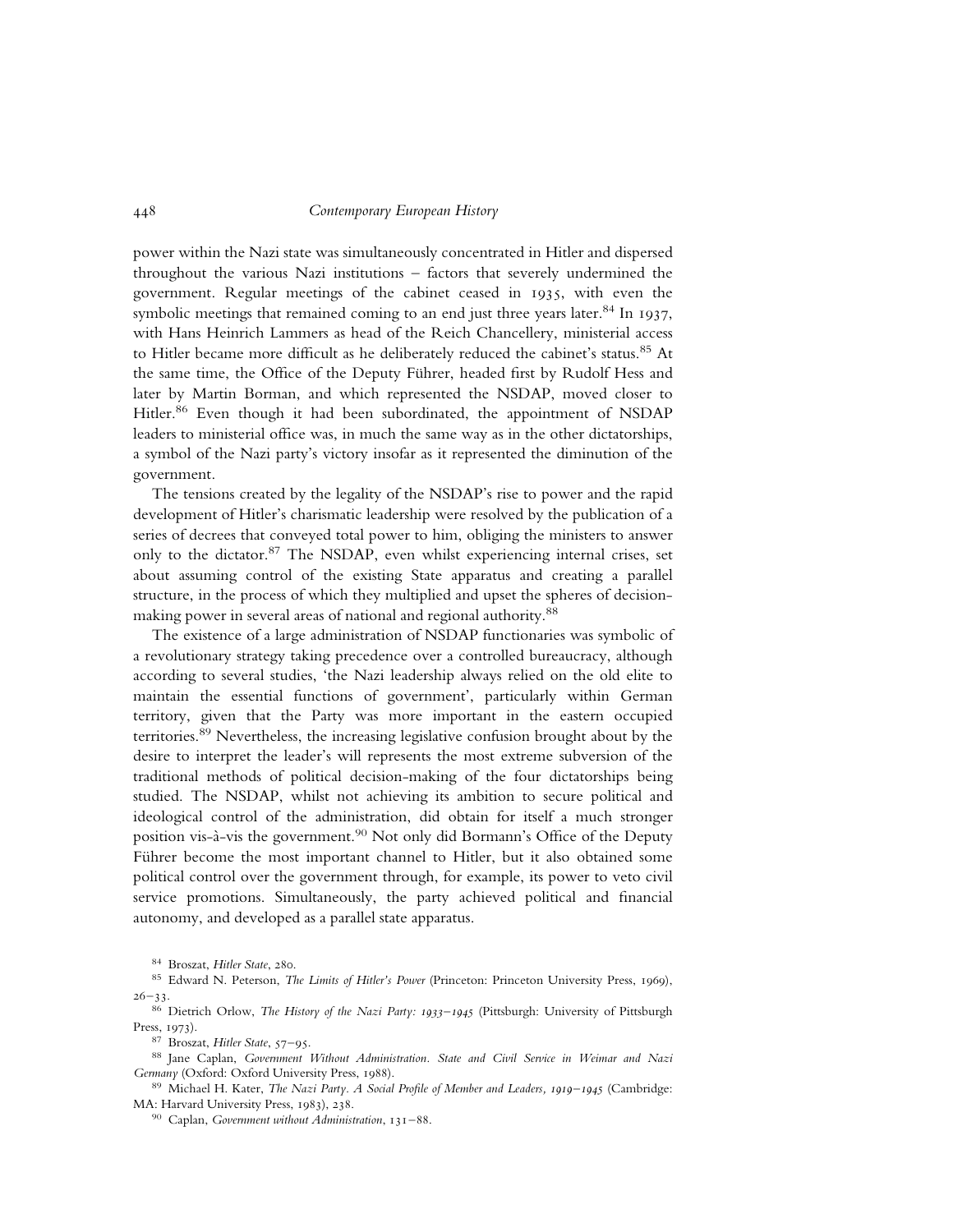power within the Nazi state was simultaneously concentrated in Hitler and dispersed throughout the various Nazi institutions – factors that severely undermined the government. Regular meetings of the cabinet ceased in 1935, with even the symbolic meetings that remained coming to an end just three years later.[84] In 1937, with Hans Heinrich Lammers as head of the Reich Chancellery, ministerial access to Hitler became more difficult as he deliberately reduced the cabinet's status.[85] At the same time, the Office of the Deputy Führer, headed first by Rudolf Hess and later by Martin Borman, and which represented the NSDAP, moved closer to Hitler.[86] Even though it had been subordinated, the appointment of NSDAP leaders to ministerial office was, in much the same way as in the other dictatorships, a symbol of the Nazi party's victory insofar as it represented the diminution of the government.

The tensions created by the legality of the NSDAP's rise to power and the rapid development of Hitler's charismatic leadership were resolved by the publication of a series of decrees that conveyed total power to him, obliging the ministers to answer only to the dictator.[87] The NSDAP, even whilst experiencing internal crises, set about assuming control of the existing State apparatus and creating a parallel structure, in the process of which they multiplied and upset the spheres of decision-making power in several areas of national and regional authority.[88]

The existence of a large administration of NSDAP functionaries was symbolic of a revolutionary strategy taking precedence over a controlled bureaucracy, although according to several studies, 'the Nazi leadership always relied on the old elite to maintain the essential functions of government', particularly within German territory, given that the Party was more important in the eastern occupied territories.[89] Nevertheless, the increasing legislative confusion brought about by the desire to interpret the leader's will represents the most extreme subversion of the traditional methods of political decision-making of the four dictatorships being studied. The NSDAP, whilst not achieving its ambition to secure political and ideological control of the administration, did obtain for itself a much stronger position vis-à-vis the government.[90] Not only did Bormann's Office of the Deputy Führer become the most important channel to Hitler, but it also obtained some political control over the government through, for example, its power to veto civil service promotions. Simultaneously, the party achieved political and financial autonomy, and developed as a parallel state apparatus.

[84] Broszat, *Hitler State*, 280.

[85] Edward N. Peterson, *The Limits of Hitler's Power* (Princeton: Princeton University Press, 1969), 26–33.

[86] Dietrich Orlow, *The History of the Nazi Party: 1933–1945* (Pittsburgh: University of Pittsburgh Press, 1973).

[87] Broszat, *Hitler State*, 57–95.

[88] Jane Caplan, *Government Without Administration. State and Civil Service in Weimar and Nazi Germany* (Oxford: Oxford University Press, 1988).

[89] Michael H. Kater, *The Nazi Party. A Social Profile of Member and Leaders, 1919–1945* (Cambridge: MA: Harvard University Press, 1983), 238.

[90] Caplan, *Government without Administration*, 131–88.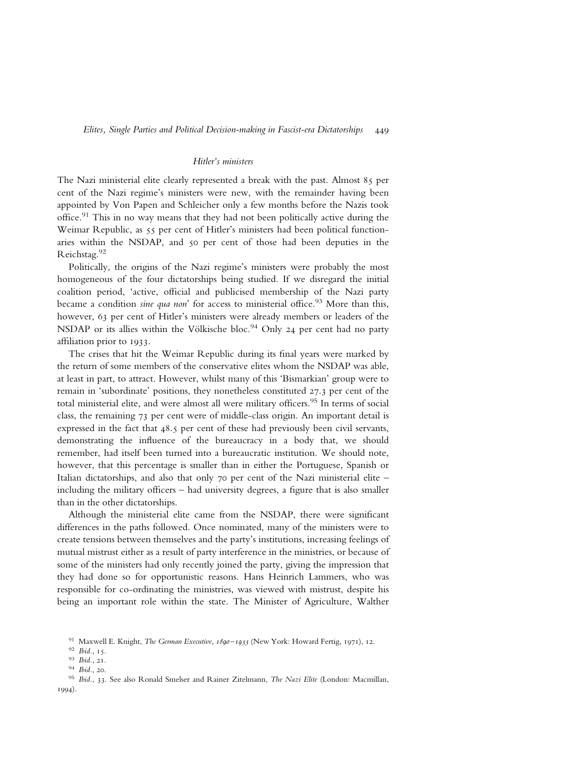### *Hitler's ministers*

The Nazi ministerial elite clearly represented a break with the past. Almost 85 per cent of the Nazi regime's ministers were new, with the remainder having been appointed by Von Papen and Schleicher only a few months before the Nazis took office.[91] This in no way means that they had not been politically active during the Weimar Republic, as 55 per cent of Hitler's ministers had been political functionaries within the NSDAP, and 50 per cent of those had been deputies in the Reichstag.[92]

Politically, the origins of the Nazi regime's ministers were probably the most homogeneous of the four dictatorships being studied. If we disregard the initial coalition period, 'active, official and publicised membership of the Nazi party became a condition *sine qua non*' for access to ministerial office.[93] More than this, however, 63 per cent of Hitler's ministers were already members or leaders of the NSDAP or its allies within the Völkische bloc.[94] Only 24 per cent had no party affiliation prior to 1933.

The crises that hit the Weimar Republic during its final years were marked by the return of some members of the conservative elites whom the NSDAP was able, at least in part, to attract. However, whilst many of this 'Bismarkian' group were to remain in 'subordinate' positions, they nonetheless constituted 27.3 per cent of the total ministerial elite, and were almost all were military officers.[95] In terms of social class, the remaining 73 per cent were of middle-class origin. An important detail is expressed in the fact that 48.5 per cent of these had previously been civil servants, demonstrating the influence of the bureaucracy in a body that, we should remember, had itself been turned into a bureaucratic institution. We should note, however, that this percentage is smaller than in either the Portuguese, Spanish or Italian dictatorships, and also that only 70 per cent of the Nazi ministerial elite – including the military officers – had university degrees, a figure that is also smaller than in the other dictatorships.

Although the ministerial elite came from the NSDAP, there were significant differences in the paths followed. Once nominated, many of the ministers were to create tensions between themselves and the party's institutions, increasing feelings of mutual mistrust either as a result of party interference in the ministries, or because of some of the ministers had only recently joined the party, giving the impression that they had done so for opportunistic reasons. Hans Heinrich Lammers, who was responsible for co-ordinating the ministries, was viewed with mistrust, despite his being an important role within the state. The Minister of Agriculture, Walther

[91] Maxwell E. Knight, *The German Executive, 1890–1933* (New York: Howard Fertig, 1971), 12.

[92] *Ibid.*, 15.

[93] *Ibid.*, 21.

[94] *Ibid.*, 20.

[95] *Ibid.*, 33. See also Ronald Smelser and Rainer Zitelmann, *The Nazi Elite* (London: Macmillan, 1994).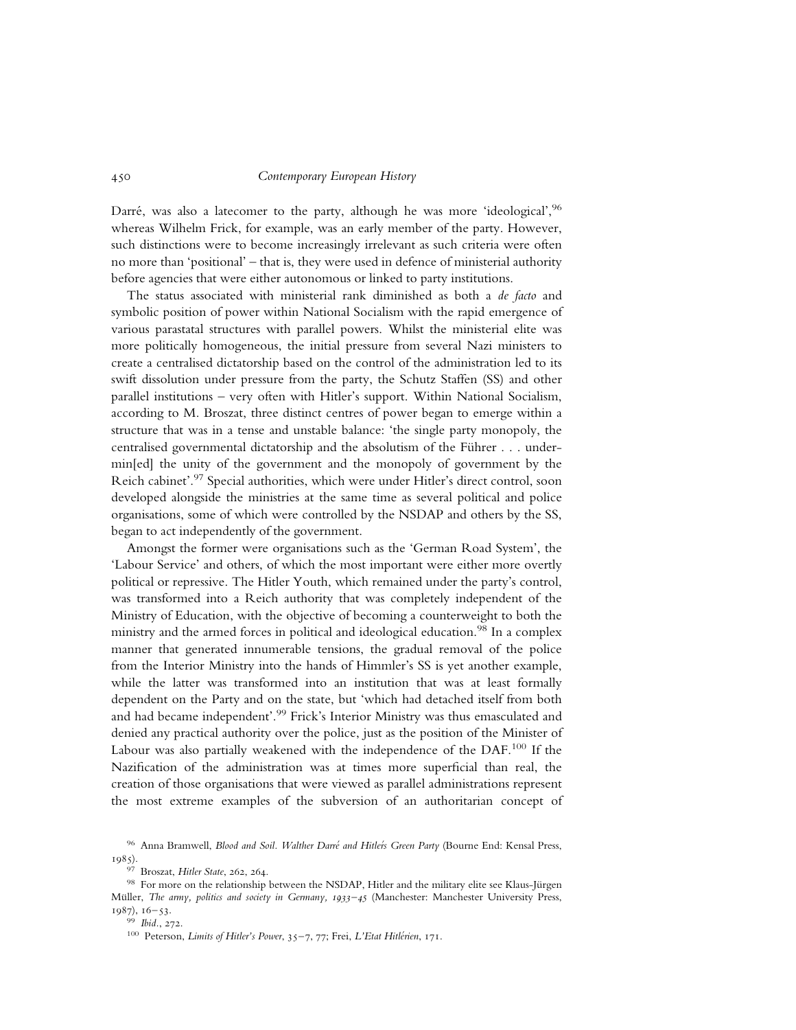Darré, was also a latecomer to the party, although he was more 'ideological',[96] whereas Wilhelm Frick, for example, was an early member of the party. However, such distinctions were to become increasingly irrelevant as such criteria were often no more than 'positional' – that is, they were used in defence of ministerial authority before agencies that were either autonomous or linked to party institutions.

The status associated with ministerial rank diminished as both a *de facto* and symbolic position of power within National Socialism with the rapid emergence of various parastatal structures with parallel powers. Whilst the ministerial elite was more politically homogeneous, the initial pressure from several Nazi ministers to create a centralised dictatorship based on the control of the administration led to its swift dissolution under pressure from the party, the Schutz Staffen (SS) and other parallel institutions – very often with Hitler's support. Within National Socialism, according to M. Broszat, three distinct centres of power began to emerge within a structure that was in a tense and unstable balance: 'the single party monopoly, the centralised governmental dictatorship and the absolutism of the Führer . . . undermin[ed] the unity of the government and the monopoly of government by the Reich cabinet'.[97] Special authorities, which were under Hitler's direct control, soon developed alongside the ministries at the same time as several political and police organisations, some of which were controlled by the NSDAP and others by the SS, began to act independently of the government.

Amongst the former were organisations such as the 'German Road System', the 'Labour Service' and others, of which the most important were either more overtly political or repressive. The Hitler Youth, which remained under the party's control, was transformed into a Reich authority that was completely independent of the Ministry of Education, with the objective of becoming a counterweight to both the ministry and the armed forces in political and ideological education.[98] In a complex manner that generated innumerable tensions, the gradual removal of the police from the Interior Ministry into the hands of Himmler's SS is yet another example, while the latter was transformed into an institution that was at least formally dependent on the Party and on the state, but 'which had detached itself from both and had became independent'.[99] Frick's Interior Ministry was thus emasculated and denied any practical authority over the police, just as the position of the Minister of Labour was also partially weakened with the independence of the DAF.[100] If the Nazification of the administration was at times more superficial than real, the creation of those organisations that were viewed as parallel administrations represent the most extreme examples of the subversion of an authoritarian concept of

[96] Anna Bramwell, *Blood and Soil. Walther Darré and Hitler's Green Party* (Bourne End: Kensal Press, 1985).

[97] Broszat, *Hitler State*, 262, 264.

[98] For more on the relationship between the NSDAP, Hitler and the military elite see Klaus-Jürgen Müller, *The army, politics and society in Germany, 1933–45* (Manchester: Manchester University Press, 1987), 16–53.

[99] *Ibid.*, 272.

[100] Peterson, *Limits of Hitler's Power*, 35–7, 77; Frei, *L'Etat Hitlérien*, 171.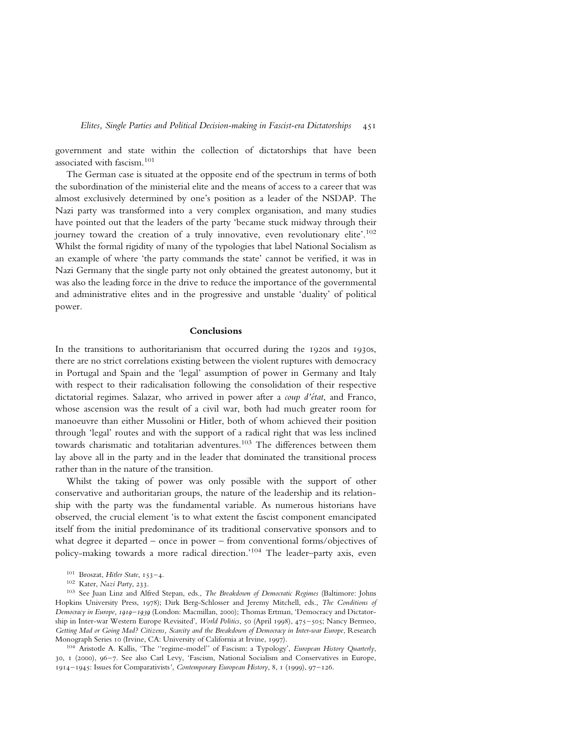government and state within the collection of dictatorships that have been associated with fascism.[101]

The German case is situated at the opposite end of the spectrum in terms of both the subordination of the ministerial elite and the means of access to a career that was almost exclusively determined by one's position as a leader of the NSDAP. The Nazi party was transformed into a very complex organisation, and many studies have pointed out that the leaders of the party 'became stuck midway through their journey toward the creation of a truly innovative, even revolutionary elite'.[102] Whilst the formal rigidity of many of the typologies that label National Socialism as an example of where 'the party commands the state' cannot be verified, it was in Nazi Germany that the single party not only obtained the greatest autonomy, but it was also the leading force in the drive to reduce the importance of the governmental and administrative elites and in the progressive and unstable 'duality' of political power.

## Conclusions

In the transitions to authoritarianism that occurred during the 1920s and 1930s, there are no strict correlations existing between the violent ruptures with democracy in Portugal and Spain and the 'legal' assumption of power in Germany and Italy with respect to their radicalisation following the consolidation of their respective dictatorial regimes. Salazar, who arrived in power after a *coup d'état*, and Franco, whose ascension was the result of a civil war, both had much greater room for manoeuvre than either Mussolini or Hitler, both of whom achieved their position through 'legal' routes and with the support of a radical right that was less inclined towards charismatic and totalitarian adventures.[103] The differences between them lay above all in the party and in the leader that dominated the transitional process rather than in the nature of the transition.

Whilst the taking of power was only possible with the support of other conservative and authoritarian groups, the nature of the leadership and its relationship with the party was the fundamental variable. As numerous historians have observed, the crucial element 'is to what extent the fascist component emancipated itself from the initial predominance of its traditional conservative sponsors and to what degree it departed – once in power – from conventional forms/objectives of policy-making towards a more radical direction.'[104] The leader–party axis, even

[101] Broszat, *Hitler State*, 153–4.

[102] Kater, *Nazi Party*, 233.

[103] See Juan Linz and Alfred Stepan, eds., *The Breakdown of Democratic Regimes* (Baltimore: Johns Hopkins University Press, 1978); Dirk Berg-Schlosser and Jeremy Mitchell, eds., *The Conditions of Democracy in Europe, 1919–1939* (London: Macmillan, 2000); Thomas Ertman, 'Democracy and Dictatorship in Inter-war Western Europe Revisited', *World Politics*, 50 (April 1998), 475–505; Nancy Bermeo, *Getting Mad or Going Mad? Citizens, Scarcity and the Breakdown of Democracy in Inter-war Europe*, Research Monograph Series 10 (Irvine, CA: University of California at Irvine, 1997).

[104] Aristotle A. Kallis, 'The "regime-model" of Fascism: a Typology', *European History Quarterly*, 30, 1 (2000), 96–7. See also Carl Levy, 'Fascism, National Socialism and Conservatives in Europe, 1914–1945: Issues for Comparativists', *Contemporary European History*, 8, 1 (1999), 97–126.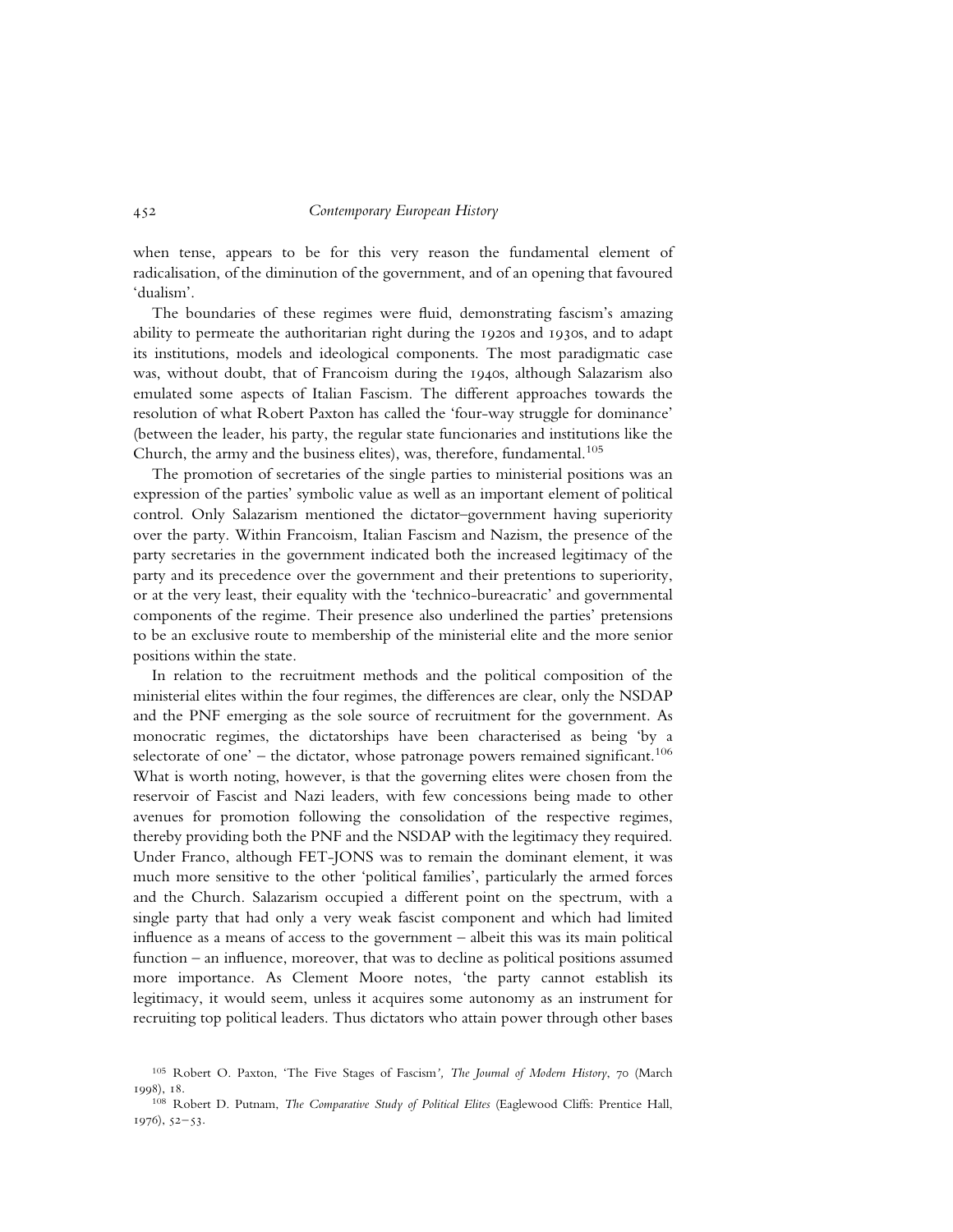when tense, appears to be for this very reason the fundamental element of radicalisation, of the diminution of the government, and of an opening that favoured 'dualism'.

The boundaries of these regimes were fluid, demonstrating fascism's amazing ability to permeate the authoritarian right during the 1920s and 1930s, and to adapt its institutions, models and ideological components. The most paradigmatic case was, without doubt, that of Francoism during the 1940s, although Salazarism also emulated some aspects of Italian Fascism. The different approaches towards the resolution of what Robert Paxton has called the 'four-way struggle for dominance' (between the leader, his party, the regular state funcionaries and institutions like the Church, the army and the business elites), was, therefore, fundamental.[105]

The promotion of secretaries of the single parties to ministerial positions was an expression of the parties' symbolic value as well as an important element of political control. Only Salazarism mentioned the dictator–government having superiority over the party. Within Francoism, Italian Fascism and Nazism, the presence of the party secretaries in the government indicated both the increased legitimacy of the party and its precedence over the government and their pretentions to superiority, or at the very least, their equality with the 'technico-bureacratic' and governmental components of the regime. Their presence also underlined the parties' pretensions to be an exclusive route to membership of the ministerial elite and the more senior positions within the state.

In relation to the recruitment methods and the political composition of the ministerial elites within the four regimes, the differences are clear, only the NSDAP and the PNF emerging as the sole source of recruitment for the government. As monocratic regimes, the dictatorships have been characterised as being 'by a selectorate of one' – the dictator, whose patronage powers remained significant.[106] What is worth noting, however, is that the governing elites were chosen from the reservoir of Fascist and Nazi leaders, with few concessions being made to other avenues for promotion following the consolidation of the respective regimes, thereby providing both the PNF and the NSDAP with the legitimacy they required. Under Franco, although FET-JONS was to remain the dominant element, it was much more sensitive to the other 'political families', particularly the armed forces and the Church. Salazarism occupied a different point on the spectrum, with a single party that had only a very weak fascist component and which had limited influence as a means of access to the government – albeit this was its main political function – an influence, moreover, that was to decline as political positions assumed more importance. As Clement Moore notes, 'the party cannot establish its legitimacy, it would seem, unless it acquires some autonomy as an instrument for recruiting top political leaders. Thus dictators who attain power through other bases

[105] Robert O. Paxton, 'The Five Stages of Fascism', *The Journal of Modern History*, 70 (March 1998), 18.

[106] Robert D. Putnam, *The Comparative Study of Political Elites* (Eaglewood Cliffs: Prentice Hall, 1976), 52–53.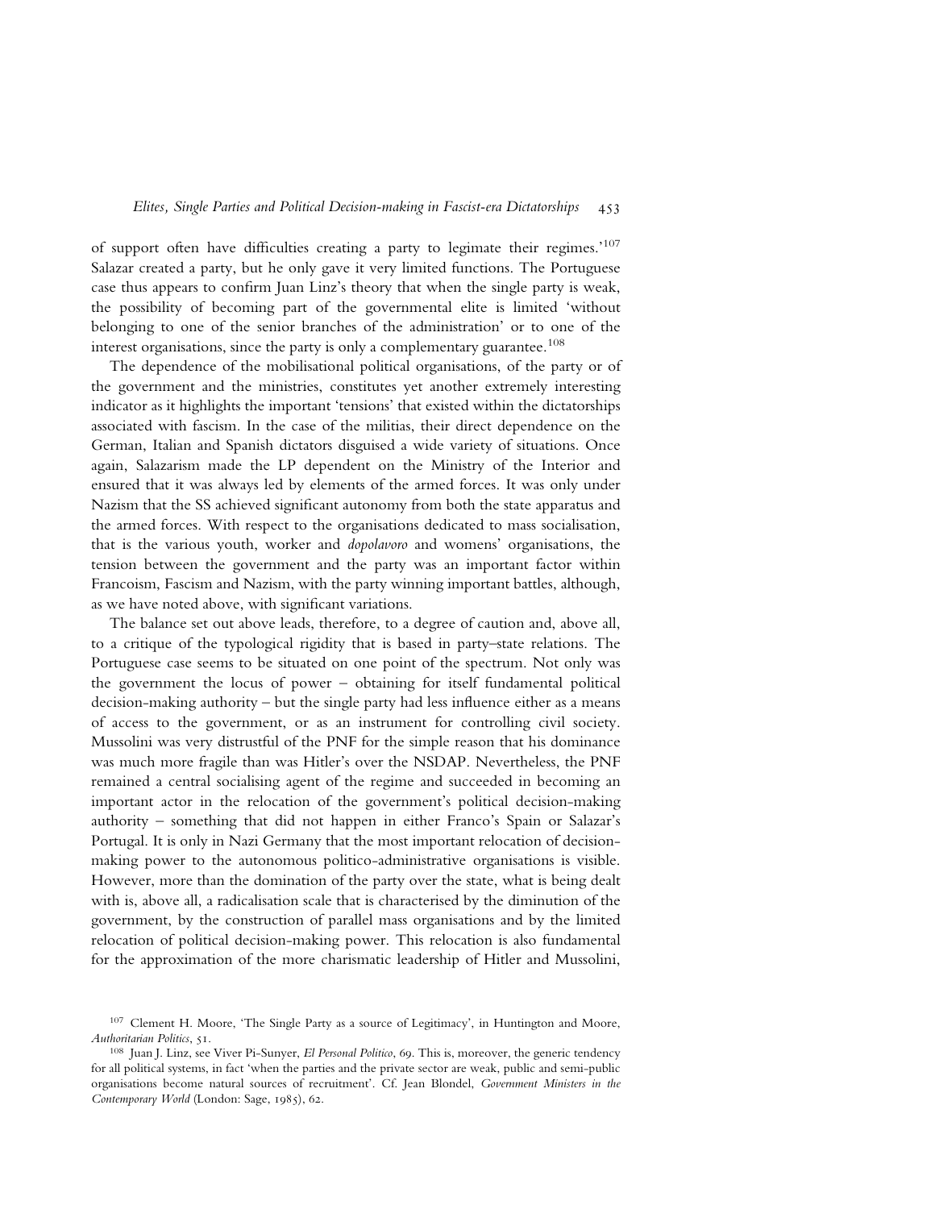of support often have difficulties creating a party to legimate their regimes.'[107] Salazar created a party, but he only gave it very limited functions. The Portuguese case thus appears to confirm Juan Linz's theory that when the single party is weak, the possibility of becoming part of the governmental elite is limited 'without belonging to one of the senior branches of the administration' or to one of the interest organisations, since the party is only a complementary guarantee.[108]

The dependence of the mobilisational political organisations, of the party or of the government and the ministries, constitutes yet another extremely interesting indicator as it highlights the important 'tensions' that existed within the dictatorships associated with fascism. In the case of the militias, their direct dependence on the German, Italian and Spanish dictators disguised a wide variety of situations. Once again, Salazarism made the LP dependent on the Ministry of the Interior and ensured that it was always led by elements of the armed forces. It was only under Nazism that the SS achieved significant autonomy from both the state apparatus and the armed forces. With respect to the organisations dedicated to mass socialisation, that is the various youth, worker and *dopolavoro* and womens' organisations, the tension between the government and the party was an important factor within Francoism, Fascism and Nazism, with the party winning important battles, although, as we have noted above, with significant variations.

The balance set out above leads, therefore, to a degree of caution and, above all, to a critique of the typological rigidity that is based in party–state relations. The Portuguese case seems to be situated on one point of the spectrum. Not only was the government the locus of power – obtaining for itself fundamental political decision-making authority – but the single party had less influence either as a means of access to the government, or as an instrument for controlling civil society. Mussolini was very distrustful of the PNF for the simple reason that his dominance was much more fragile than was Hitler's over the NSDAP. Nevertheless, the PNF remained a central socialising agent of the regime and succeeded in becoming an important actor in the relocation of the government's political decision-making authority – something that did not happen in either Franco's Spain or Salazar's Portugal. It is only in Nazi Germany that the most important relocation of decision-making power to the autonomous politico-administrative organisations is visible. However, more than the domination of the party over the state, what is being dealt with is, above all, a radicalisation scale that is characterised by the diminution of the government, by the construction of parallel mass organisations and by the limited relocation of political decision-making power. This relocation is also fundamental for the approximation of the more charismatic leadership of Hitler and Mussolini,

[107] Clement H. Moore, 'The Single Party as a source of Legitimacy', in Huntington and Moore, *Authoritarian Politics*, 51.

[108] Juan J. Linz, see Viver Pi-Sunyer, *El Personal Politico*, 69. This is, moreover, the generic tendency for all political systems, in fact 'when the parties and the private sector are weak, public and semi-public organisations become natural sources of recruitment'. Cf. Jean Blondel, *Government Ministers in the Contemporary World* (London: Sage, 1985), 62.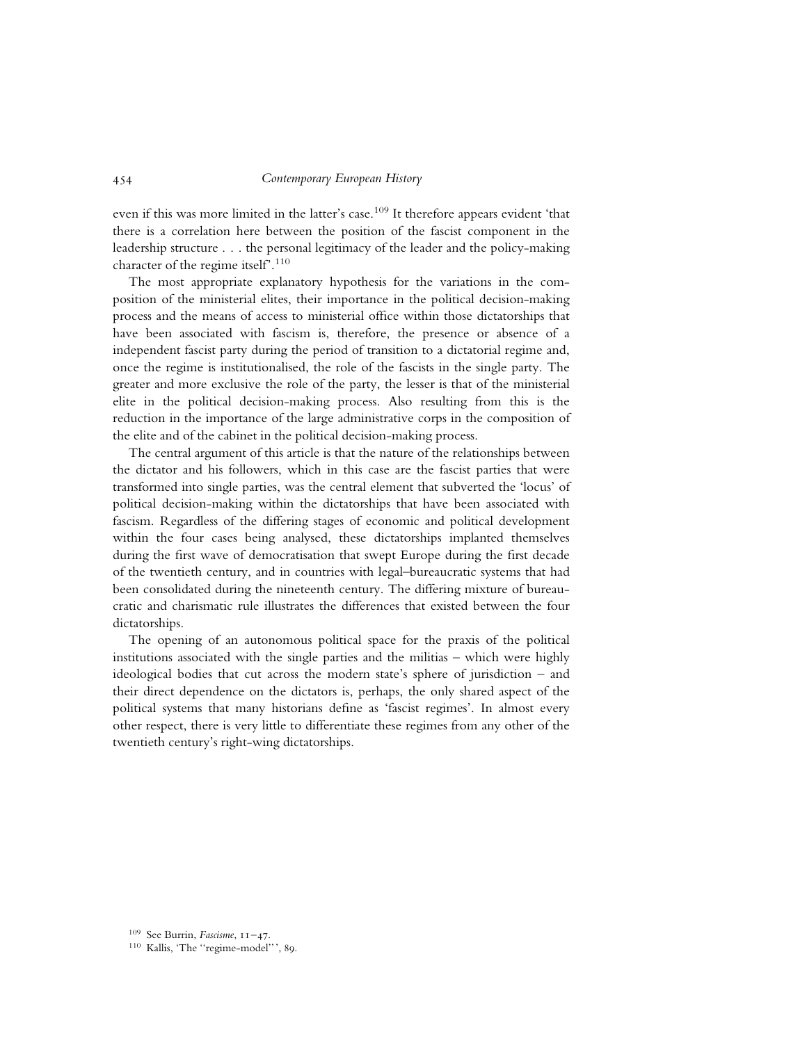even if this was more limited in the latter's case.[109] It therefore appears evident 'that there is a correlation here between the position of the fascist component in the leadership structure . . . the personal legitimacy of the leader and the policy-making character of the regime itself'.[110]

The most appropriate explanatory hypothesis for the variations in the composition of the ministerial elites, their importance in the political decision-making process and the means of access to ministerial office within those dictatorships that have been associated with fascism is, therefore, the presence or absence of a independent fascist party during the period of transition to a dictatorial regime and, once the regime is institutionalised, the role of the fascists in the single party. The greater and more exclusive the role of the party, the lesser is that of the ministerial elite in the political decision-making process. Also resulting from this is the reduction in the importance of the large administrative corps in the composition of the elite and of the cabinet in the political decision-making process.

The central argument of this article is that the nature of the relationships between the dictator and his followers, which in this case are the fascist parties that were transformed into single parties, was the central element that subverted the 'locus' of political decision-making within the dictatorships that have been associated with fascism. Regardless of the differing stages of economic and political development within the four cases being analysed, these dictatorships implanted themselves during the first wave of democratisation that swept Europe during the first decade of the twentieth century, and in countries with legal–bureaucratic systems that had been consolidated during the nineteenth century. The differing mixture of bureaucratic and charismatic rule illustrates the differences that existed between the four dictatorships.

The opening of an autonomous political space for the praxis of the political institutions associated with the single parties and the militias – which were highly ideological bodies that cut across the modern state's sphere of jurisdiction – and their direct dependence on the dictators is, perhaps, the only shared aspect of the political systems that many historians define as 'fascist regimes'. In almost every other respect, there is very little to differentiate these regimes from any other of the twentieth century's right-wing dictatorships.

[109] See Burrin, *Fascisme*, 11–47.

[110] Kallis, 'The "regime-model"', 89.